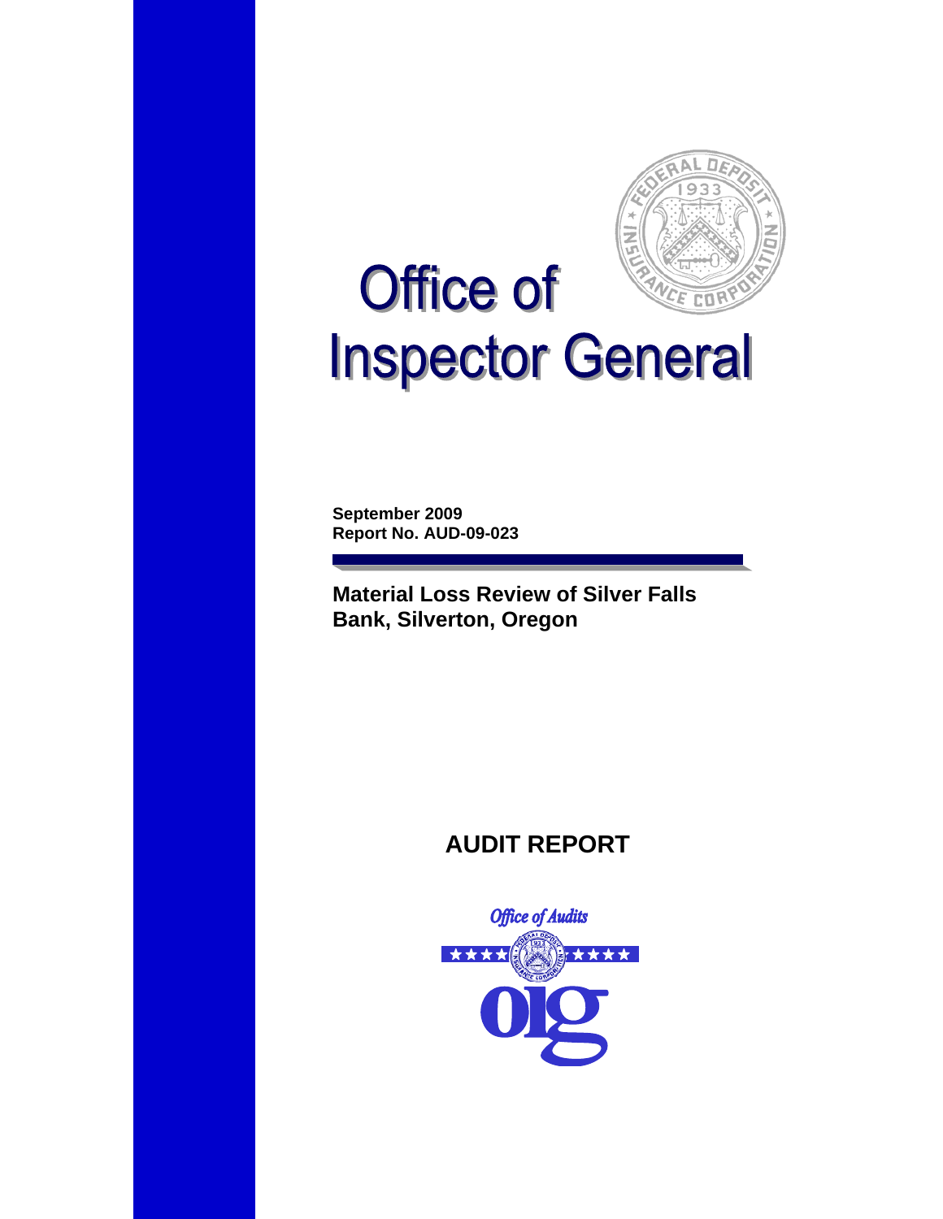# Office of Inspector General

**September 2009**
**Report No. AUD-09-023**

## Material Loss Review of Silver Falls Bank, Silverton, Oregon

## AUDIT REPORT

*Office of Audits*

oig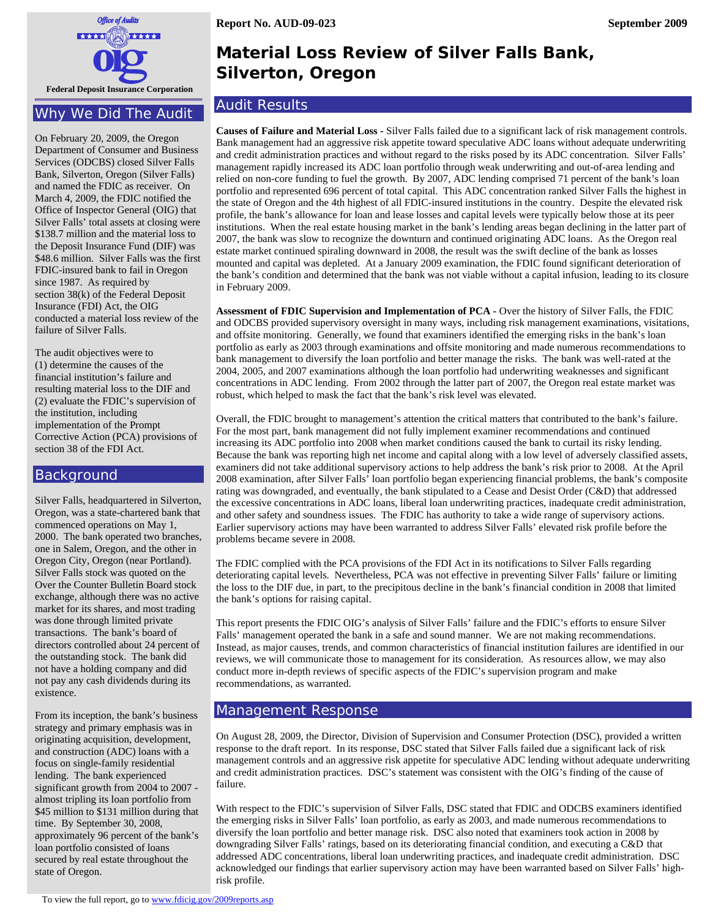Office of Audits

**Federal Deposit Insurance Corporation**

**Report No. AUD-09-023** **September 2009**

# Material Loss Review of Silver Falls Bank, Silverton, Oregon

## Why We Did The Audit

On February 20, 2009, the Oregon Department of Consumer and Business Services (ODCBS) closed Silver Falls Bank, Silverton, Oregon (Silver Falls) and named the FDIC as receiver. On March 4, 2009, the FDIC notified the Office of Inspector General (OIG) that Silver Falls' total assets at closing were $138.7 million and the material loss to the Deposit Insurance Fund (DIF) was $48.6 million. Silver Falls was the first FDIC-insured bank to fail in Oregon since 1987. As required by section 38(k) of the Federal Deposit Insurance (FDI) Act, the OIG conducted a material loss review of the failure of Silver Falls.

The audit objectives were to (1) determine the causes of the financial institution's failure and resulting material loss to the DIF and (2) evaluate the FDIC's supervision of the institution, including implementation of the Prompt Corrective Action (PCA) provisions of section 38 of the FDI Act.

## Background

Silver Falls, headquartered in Silverton, Oregon, was a state-chartered bank that commenced operations on May 1, 2000. The bank operated two branches, one in Salem, Oregon, and the other in Oregon City, Oregon (near Portland). Silver Falls stock was quoted on the Over the Counter Bulletin Board stock exchange, although there was no active market for its shares, and most trading was done through limited private transactions. The bank's board of directors controlled about 24 percent of the outstanding stock. The bank did not have a holding company and did not pay any cash dividends during its existence.

From its inception, the bank's business strategy and primary emphasis was in originating acquisition, development, and construction (ADC) loans with a focus on single-family residential lending. The bank experienced significant growth from 2004 to 2007 - almost tripling its loan portfolio from $45 million to $131 million during that time. By September 30, 2008, approximately 96 percent of the bank's loan portfolio consisted of loans secured by real estate throughout the state of Oregon.

## Audit Results

**Causes of Failure and Material Loss -** Silver Falls failed due to a significant lack of risk management controls. Bank management had an aggressive risk appetite toward speculative ADC loans without adequate underwriting and credit administration practices and without regard to the risks posed by its ADC concentration. Silver Falls' management rapidly increased its ADC loan portfolio through weak underwriting and out-of-area lending and relied on non-core funding to fuel the growth. By 2007, ADC lending comprised 71 percent of the bank's loan portfolio and represented 696 percent of total capital. This ADC concentration ranked Silver Falls the highest in the state of Oregon and the 4th highest of all FDIC-insured institutions in the country. Despite the elevated risk profile, the bank's allowance for loan and lease losses and capital levels were typically below those at its peer institutions. When the real estate housing market in the bank's lending areas began declining in the latter part of 2007, the bank was slow to recognize the downturn and continued originating ADC loans. As the Oregon real estate market continued spiraling downward in 2008, the result was the swift decline of the bank as losses mounted and capital was depleted. At a January 2009 examination, the FDIC found significant deterioration of the bank's condition and determined that the bank was not viable without a capital infusion, leading to its closure in February 2009.

**Assessment of FDIC Supervision and Implementation of PCA -** Over the history of Silver Falls, the FDIC and ODCBS provided supervisory oversight in many ways, including risk management examinations, visitations, and offsite monitoring. Generally, we found that examiners identified the emerging risks in the bank's loan portfolio as early as 2003 through examinations and offsite monitoring and made numerous recommendations to bank management to diversify the loan portfolio and better manage the risks. The bank was well-rated at the 2004, 2005, and 2007 examinations although the loan portfolio had underwriting weaknesses and significant concentrations in ADC lending. From 2002 through the latter part of 2007, the Oregon real estate market was robust, which helped to mask the fact that the bank's risk level was elevated.

Overall, the FDIC brought to management's attention the critical matters that contributed to the bank's failure. For the most part, bank management did not fully implement examiner recommendations and continued increasing its ADC portfolio into 2008 when market conditions caused the bank to curtail its risky lending. Because the bank was reporting high net income and capital along with a low level of adversely classified assets, examiners did not take additional supervisory actions to help address the bank's risk prior to 2008. At the April 2008 examination, after Silver Falls' loan portfolio began experiencing financial problems, the bank's composite rating was downgraded, and eventually, the bank stipulated to a Cease and Desist Order (C&D) that addressed the excessive concentrations in ADC loans, liberal loan underwriting practices, inadequate credit administration, and other safety and soundness issues. The FDIC has authority to take a wide range of supervisory actions. Earlier supervisory actions may have been warranted to address Silver Falls' elevated risk profile before the problems became severe in 2008.

The FDIC complied with the PCA provisions of the FDI Act in its notifications to Silver Falls regarding deteriorating capital levels. Nevertheless, PCA was not effective in preventing Silver Falls' failure or limiting the loss to the DIF due, in part, to the precipitous decline in the bank's financial condition in 2008 that limited the bank's options for raising capital.

This report presents the FDIC OIG's analysis of Silver Falls' failure and the FDIC's efforts to ensure Silver Falls' management operated the bank in a safe and sound manner. We are not making recommendations. Instead, as major causes, trends, and common characteristics of financial institution failures are identified in our reviews, we will communicate those to management for its consideration. As resources allow, we may also conduct more in-depth reviews of specific aspects of the FDIC's supervision program and make recommendations, as warranted.

## Management Response

On August 28, 2009, the Director, Division of Supervision and Consumer Protection (DSC), provided a written response to the draft report. In its response, DSC stated that Silver Falls failed due a significant lack of risk management controls and an aggressive risk appetite for speculative ADC lending without adequate underwriting and credit administration practices. DSC's statement was consistent with the OIG's finding of the cause of failure.

With respect to the FDIC's supervision of Silver Falls, DSC stated that FDIC and ODCBS examiners identified the emerging risks in Silver Falls' loan portfolio, as early as 2003, and made numerous recommendations to diversify the loan portfolio and better manage risk. DSC also noted that examiners took action in 2008 by downgrading Silver Falls' ratings, based on its deteriorating financial condition, and executing a C&D that addressed ADC concentrations, liberal loan underwriting practices, and inadequate credit administration. DSC acknowledged our findings that earlier supervisory action may have been warranted based on Silver Falls' high-risk profile.

To view the full report, go to www.fdicig.gov/2009reports.asp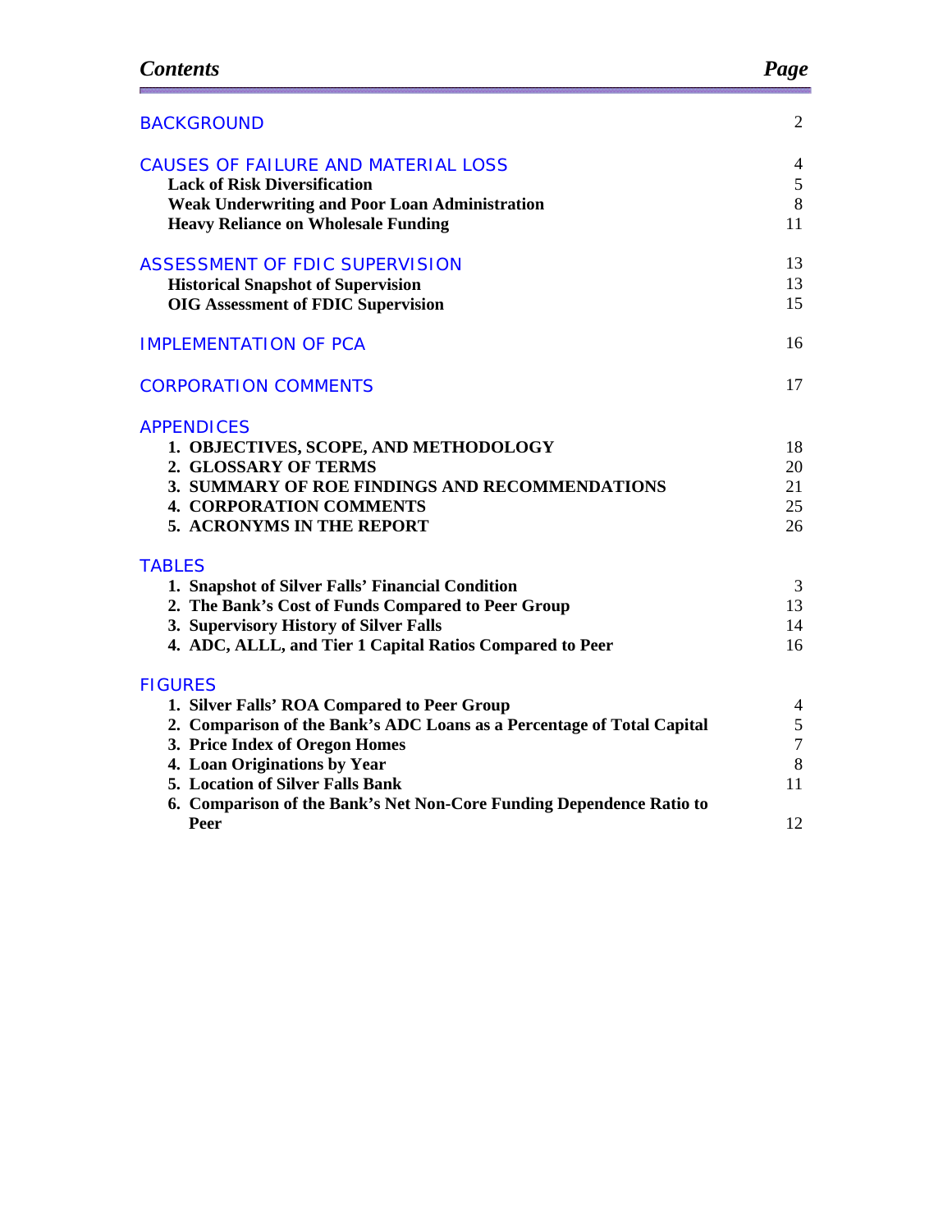| *Contents* | *Page* |
|---|---|
| BACKGROUND | 2 |
| CAUSES OF FAILURE AND MATERIAL LOSS | 4 |
| **Lack of Risk Diversification** | 5 |
| **Weak Underwriting and Poor Loan Administration** | 8 |
| **Heavy Reliance on Wholesale Funding** | 11 |
| ASSESSMENT OF FDIC SUPERVISION | 13 |
| **Historical Snapshot of Supervision** | 13 |
| **OIG Assessment of FDIC Supervision** | 15 |
| IMPLEMENTATION OF PCA | 16 |
| CORPORATION COMMENTS | 17 |
| APPENDICES | |
| **1. OBJECTIVES, SCOPE, AND METHODOLOGY** | 18 |
| **2. GLOSSARY OF TERMS** | 20 |
| **3. SUMMARY OF ROE FINDINGS AND RECOMMENDATIONS** | 21 |
| **4. CORPORATION COMMENTS** | 25 |
| **5. ACRONYMS IN THE REPORT** | 26 |
| TABLES | |
| **1. Snapshot of Silver Falls' Financial Condition** | 3 |
| **2. The Bank's Cost of Funds Compared to Peer Group** | 13 |
| **3. Supervisory History of Silver Falls** | 14 |
| **4. ADC, ALLL, and Tier 1 Capital Ratios Compared to Peer** | 16 |
| FIGURES | |
| **1. Silver Falls' ROA Compared to Peer Group** | 4 |
| **2. Comparison of the Bank's ADC Loans as a Percentage of Total Capital** | 5 |
| **3. Price Index of Oregon Homes** | 7 |
| **4. Loan Originations by Year** | 8 |
| **5. Location of Silver Falls Bank** | 11 |
| **6. Comparison of the Bank's Net Non-Core Funding Dependence Ratio to Peer** | 12 |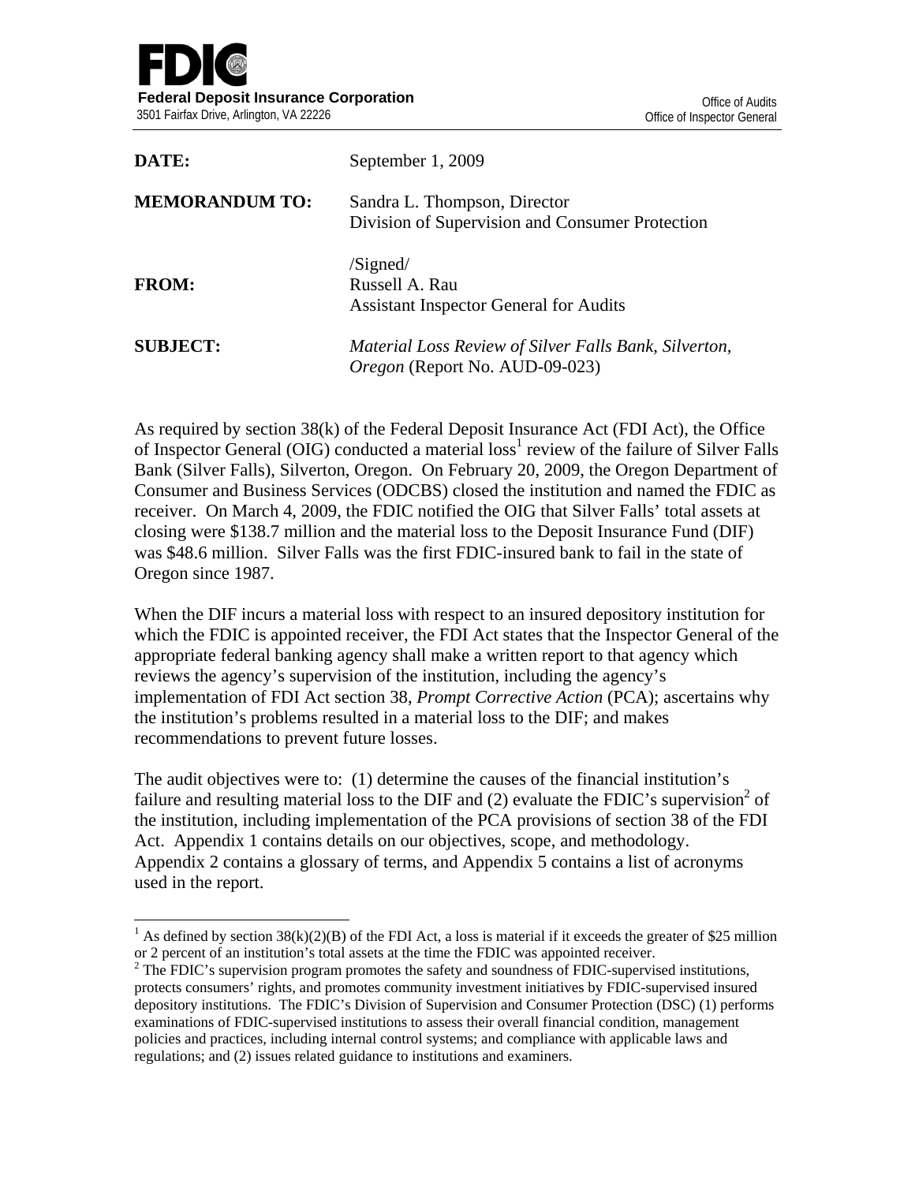**FDIC**

**Federal Deposit Insurance Corporation**
3501 Fairfax Drive, Arlington, VA 22226

Office of Audits
Office of Inspector General

| | |
|---|---|
| **DATE:** | September 1, 2009 |
| **MEMORANDUM TO:** | Sandra L. Thompson, Director<br>Division of Supervision and Consumer Protection |
| **FROM:** | /Signed/<br>Russell A. Rau<br>Assistant Inspector General for Audits |
| **SUBJECT:** | *Material Loss Review of Silver Falls Bank, Silverton, Oregon* (Report No. AUD-09-023) |

As required by section 38(k) of the Federal Deposit Insurance Act (FDI Act), the Office of Inspector General (OIG) conducted a material loss[1] review of the failure of Silver Falls Bank (Silver Falls), Silverton, Oregon. On February 20, 2009, the Oregon Department of Consumer and Business Services (ODCBS) closed the institution and named the FDIC as receiver. On March 4, 2009, the FDIC notified the OIG that Silver Falls' total assets at closing were $138.7 million and the material loss to the Deposit Insurance Fund (DIF) was $48.6 million. Silver Falls was the first FDIC-insured bank to fail in the state of Oregon since 1987.

When the DIF incurs a material loss with respect to an insured depository institution for which the FDIC is appointed receiver, the FDI Act states that the Inspector General of the appropriate federal banking agency shall make a written report to that agency which reviews the agency's supervision of the institution, including the agency's implementation of FDI Act section 38, *Prompt Corrective Action* (PCA); ascertains why the institution's problems resulted in a material loss to the DIF; and makes recommendations to prevent future losses.

The audit objectives were to: (1) determine the causes of the financial institution's failure and resulting material loss to the DIF and (2) evaluate the FDIC's supervision[2] of the institution, including implementation of the PCA provisions of section 38 of the FDI Act. Appendix 1 contains details on our objectives, scope, and methodology. Appendix 2 contains a glossary of terms, and Appendix 5 contains a list of acronyms used in the report.

---

[1] As defined by section 38(k)(2)(B) of the FDI Act, a loss is material if it exceeds the greater of $25 million or 2 percent of an institution's total assets at the time the FDIC was appointed receiver.

[2] The FDIC's supervision program promotes the safety and soundness of FDIC-supervised institutions, protects consumers' rights, and promotes community investment initiatives by FDIC-supervised insured depository institutions. The FDIC's Division of Supervision and Consumer Protection (DSC) (1) performs examinations of FDIC-supervised institutions to assess their overall financial condition, management policies and practices, including internal control systems; and compliance with applicable laws and regulations; and (2) issues related guidance to institutions and examiners.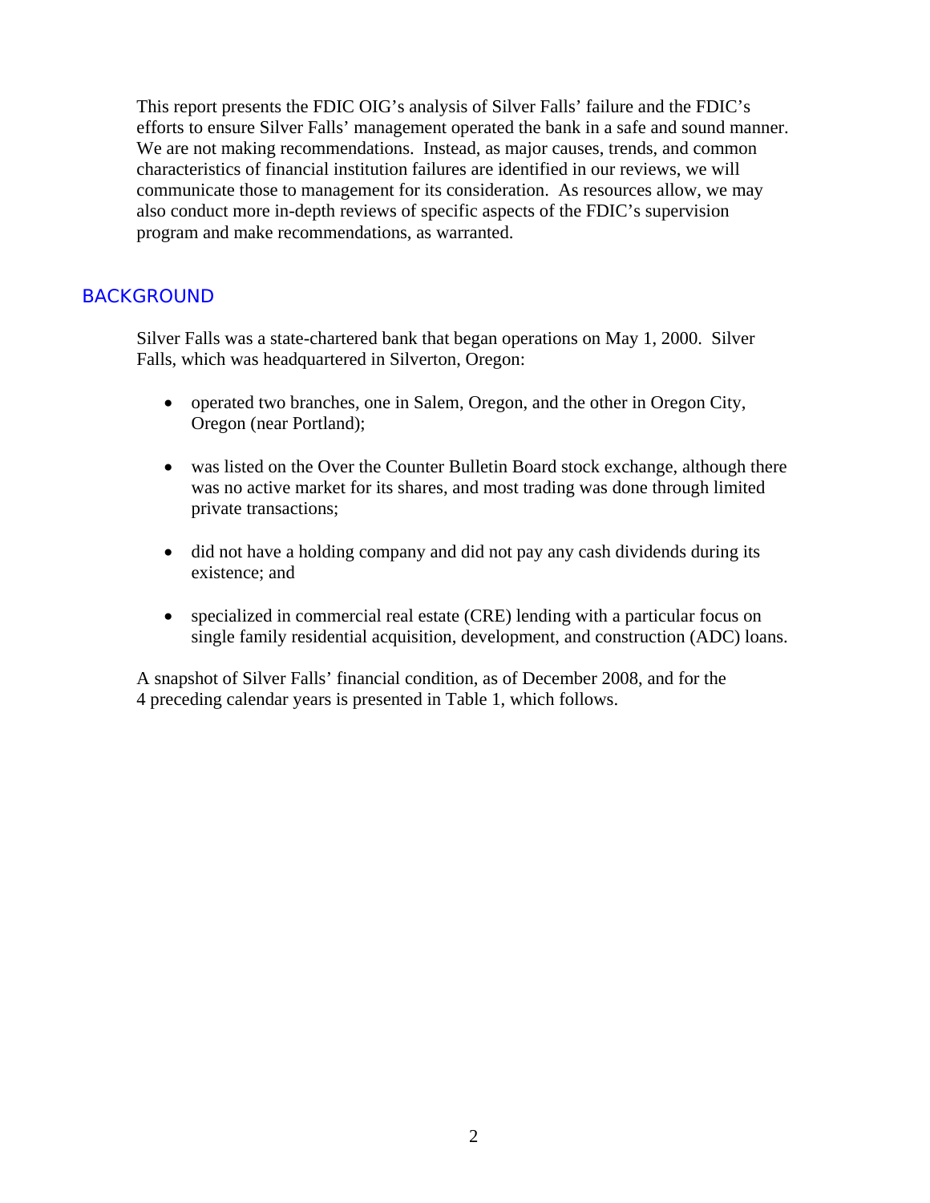This report presents the FDIC OIG's analysis of Silver Falls' failure and the FDIC's efforts to ensure Silver Falls' management operated the bank in a safe and sound manner. We are not making recommendations. Instead, as major causes, trends, and common characteristics of financial institution failures are identified in our reviews, we will communicate those to management for its consideration. As resources allow, we may also conduct more in-depth reviews of specific aspects of the FDIC's supervision program and make recommendations, as warranted.

## BACKGROUND

Silver Falls was a state-chartered bank that began operations on May 1, 2000. Silver Falls, which was headquartered in Silverton, Oregon:

- operated two branches, one in Salem, Oregon, and the other in Oregon City, Oregon (near Portland);
- was listed on the Over the Counter Bulletin Board stock exchange, although there was no active market for its shares, and most trading was done through limited private transactions;
- did not have a holding company and did not pay any cash dividends during its existence; and
- specialized in commercial real estate (CRE) lending with a particular focus on single family residential acquisition, development, and construction (ADC) loans.

A snapshot of Silver Falls' financial condition, as of December 2008, and for the 4 preceding calendar years is presented in Table 1, which follows.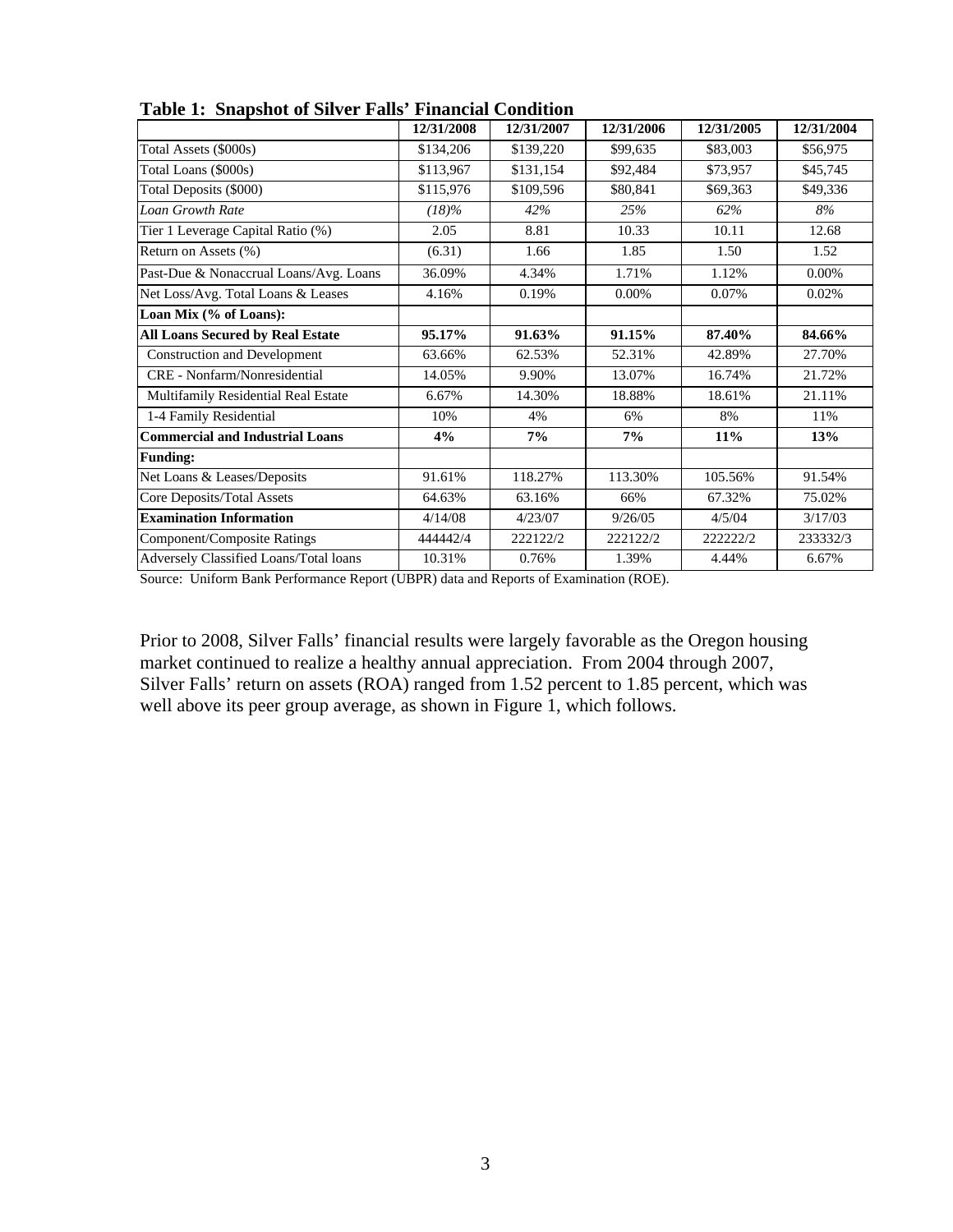**Table 1: Snapshot of Silver Falls' Financial Condition**

| | 12/31/2008 | 12/31/2007 | 12/31/2006 | 12/31/2005 | 12/31/2004 |
|---|---|---|---|---|---|
| Total Assets ($000s) | $134,206 | $139,220 | $99,635 | $83,003 | $56,975 |
| Total Loans ($000s) | $113,967 | $131,154 | $92,484 | $73,957 | $45,745 |
| Total Deposits ($000) | $115,976 | $109,596 | $80,841 | $69,363 | $49,336 |
| *Loan Growth Rate* | *(18)%* | *42%* | *25%* | *62%* | *8%* |
| Tier 1 Leverage Capital Ratio (%) | 2.05 | 8.81 | 10.33 | 10.11 | 12.68 |
| Return on Assets (%) | (6.31) | 1.66 | 1.85 | 1.50 | 1.52 |
| Past-Due & Nonaccrual Loans/Avg. Loans | 36.09% | 4.34% | 1.71% | 1.12% | 0.00% |
| Net Loss/Avg. Total Loans & Leases | 4.16% | 0.19% | 0.00% | 0.07% | 0.02% |
| **Loan Mix (% of Loans):** | | | | | |
| **All Loans Secured by Real Estate** | **95.17%** | **91.63%** | **91.15%** | **87.40%** | **84.66%** |
| Construction and Development | 63.66% | 62.53% | 52.31% | 42.89% | 27.70% |
| CRE - Nonfarm/Nonresidential | 14.05% | 9.90% | 13.07% | 16.74% | 21.72% |
| Multifamily Residential Real Estate | 6.67% | 14.30% | 18.88% | 18.61% | 21.11% |
| 1-4 Family Residential | 10% | 4% | 6% | 8% | 11% |
| **Commercial and Industrial Loans** | **4%** | **7%** | **7%** | **11%** | **13%** |
| **Funding:** | | | | | |
| Net Loans & Leases/Deposits | 91.61% | 118.27% | 113.30% | 105.56% | 91.54% |
| Core Deposits/Total Assets | 64.63% | 63.16% | 66% | 67.32% | 75.02% |
| **Examination Information** | 4/14/08 | 4/23/07 | 9/26/05 | 4/5/04 | 3/17/03 |
| Component/Composite Ratings | 444442/4 | 222122/2 | 222122/2 | 222222/2 | 233332/3 |
| Adversely Classified Loans/Total loans | 10.31% | 0.76% | 1.39% | 4.44% | 6.67% |

Source: Uniform Bank Performance Report (UBPR) data and Reports of Examination (ROE).

Prior to 2008, Silver Falls' financial results were largely favorable as the Oregon housing market continued to realize a healthy annual appreciation. From 2004 through 2007, Silver Falls' return on assets (ROA) ranged from 1.52 percent to 1.85 percent, which was well above its peer group average, as shown in Figure 1, which follows.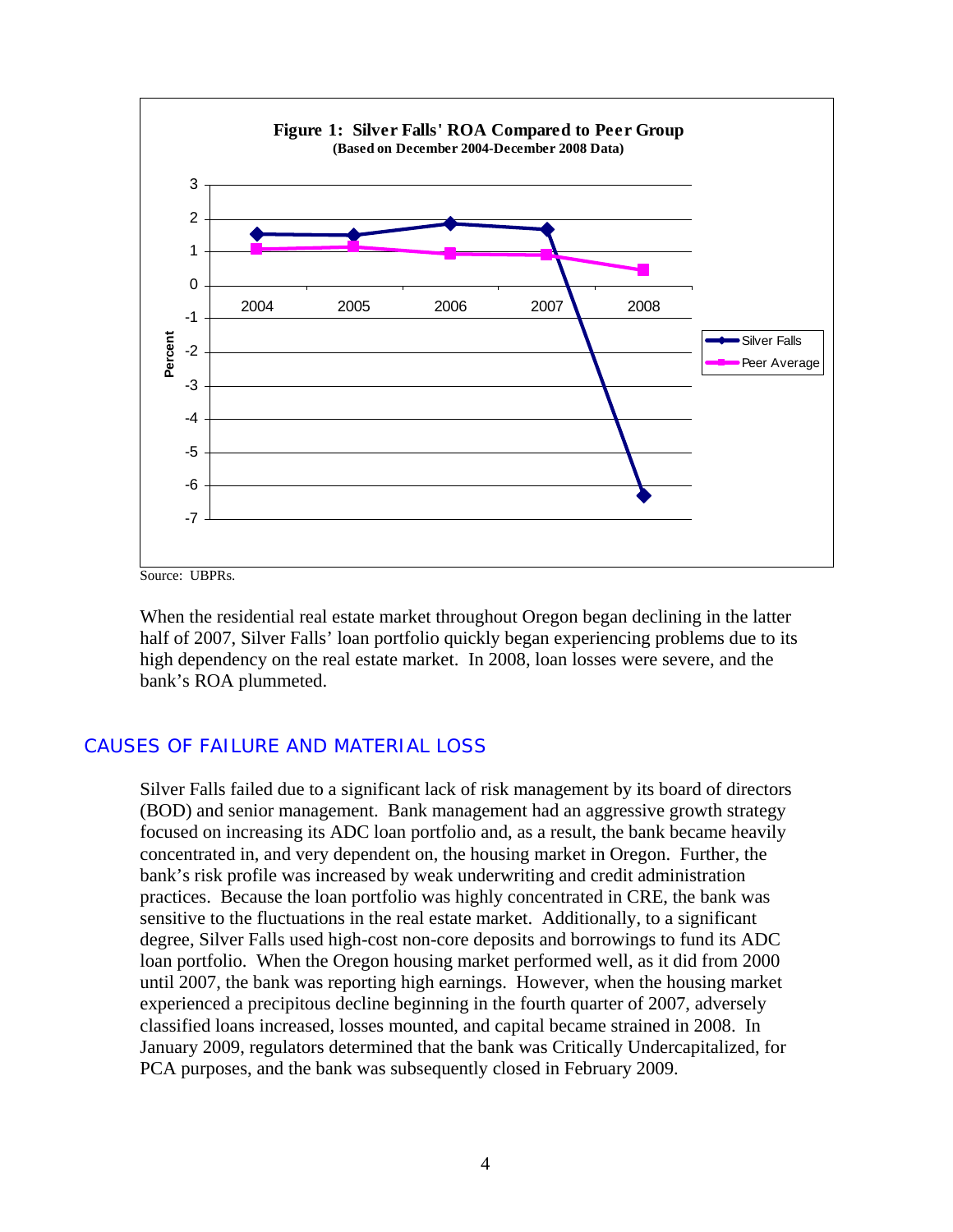**Figure 1: Silver Falls' ROA Compared to Peer Group**
**(Based on December 2004-December 2008 Data)**

Source: UBPRs.

When the residential real estate market throughout Oregon began declining in the latter half of 2007, Silver Falls' loan portfolio quickly began experiencing problems due to its high dependency on the real estate market. In 2008, loan losses were severe, and the bank's ROA plummeted.

## CAUSES OF FAILURE AND MATERIAL LOSS

Silver Falls failed due to a significant lack of risk management by its board of directors (BOD) and senior management. Bank management had an aggressive growth strategy focused on increasing its ADC loan portfolio and, as a result, the bank became heavily concentrated in, and very dependent on, the housing market in Oregon. Further, the bank's risk profile was increased by weak underwriting and credit administration practices. Because the loan portfolio was highly concentrated in CRE, the bank was sensitive to the fluctuations in the real estate market. Additionally, to a significant degree, Silver Falls used high-cost non-core deposits and borrowings to fund its ADC loan portfolio. When the Oregon housing market performed well, as it did from 2000 until 2007, the bank was reporting high earnings. However, when the housing market experienced a precipitous decline beginning in the fourth quarter of 2007, adversely classified loans increased, losses mounted, and capital became strained in 2008. In January 2009, regulators determined that the bank was Critically Undercapitalized, for PCA purposes, and the bank was subsequently closed in February 2009.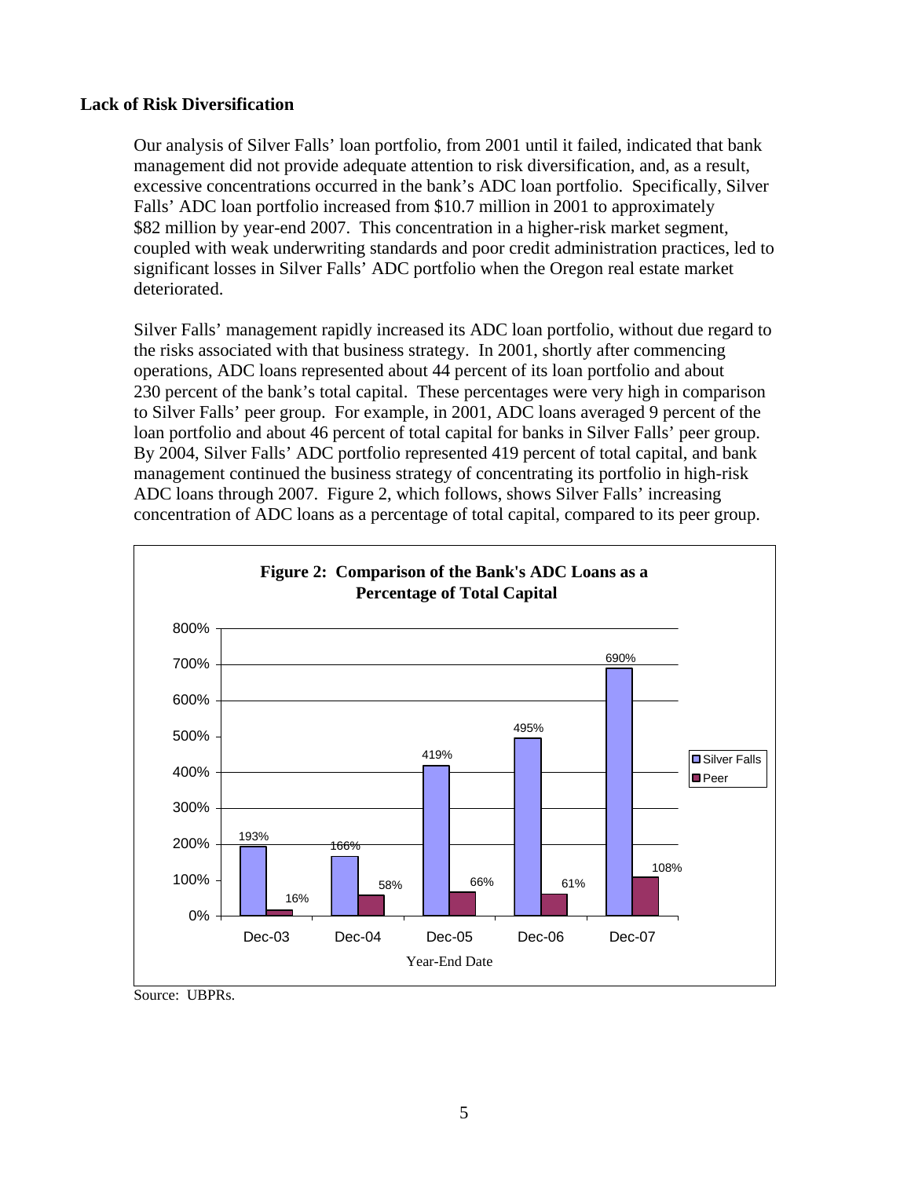### Lack of Risk Diversification

Our analysis of Silver Falls' loan portfolio, from 2001 until it failed, indicated that bank management did not provide adequate attention to risk diversification, and, as a result, excessive concentrations occurred in the bank's ADC loan portfolio. Specifically, Silver Falls' ADC loan portfolio increased from $10.7 million in 2001 to approximately $82 million by year-end 2007. This concentration in a higher-risk market segment, coupled with weak underwriting standards and poor credit administration practices, led to significant losses in Silver Falls' ADC portfolio when the Oregon real estate market deteriorated.

Silver Falls' management rapidly increased its ADC loan portfolio, without due regard to the risks associated with that business strategy. In 2001, shortly after commencing operations, ADC loans represented about 44 percent of its loan portfolio and about 230 percent of the bank's total capital. These percentages were very high in comparison to Silver Falls' peer group. For example, in 2001, ADC loans averaged 9 percent of the loan portfolio and about 46 percent of total capital for banks in Silver Falls' peer group. By 2004, Silver Falls' ADC portfolio represented 419 percent of total capital, and bank management continued the business strategy of concentrating its portfolio in high-risk ADC loans through 2007. Figure 2, which follows, shows Silver Falls' increasing concentration of ADC loans as a percentage of total capital, compared to its peer group.

**Figure 2: Comparison of the Bank's ADC Loans as a Percentage of Total Capital**

| Year-End Date | Silver Falls | Peer |
| --- | --- | --- |
| Dec-03 | 193% | 16% |
| Dec-04 | 166% | 58% |
| Dec-05 | 419% | 66% |
| Dec-06 | 495% | 61% |
| Dec-07 | 690% | 108% |

Source: UBPRs.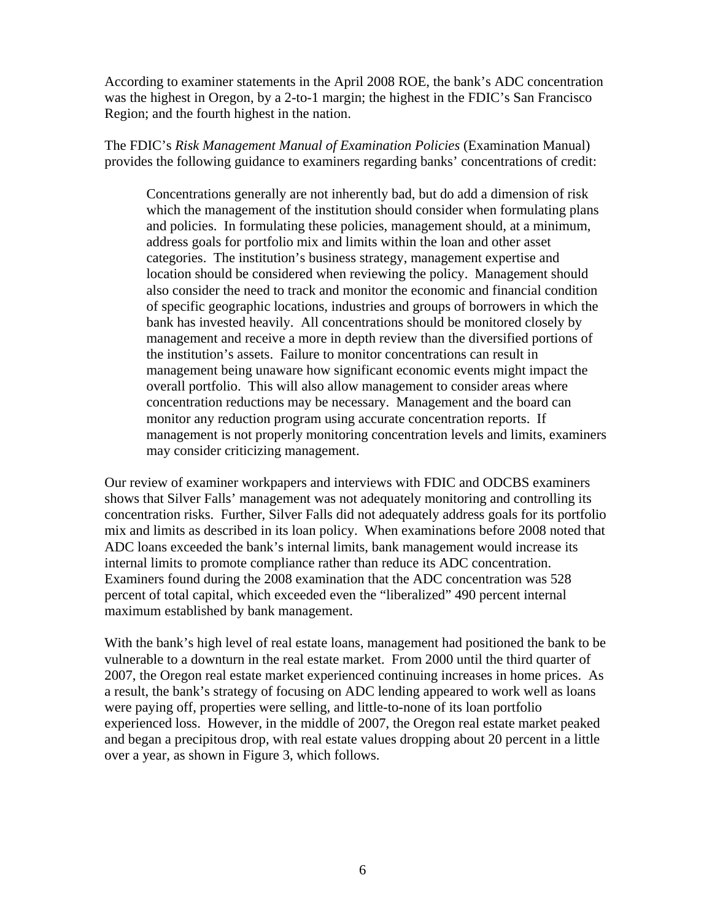According to examiner statements in the April 2008 ROE, the bank's ADC concentration was the highest in Oregon, by a 2-to-1 margin; the highest in the FDIC's San Francisco Region; and the fourth highest in the nation.

The FDIC's *Risk Management Manual of Examination Policies* (Examination Manual) provides the following guidance to examiners regarding banks' concentrations of credit:

> Concentrations generally are not inherently bad, but do add a dimension of risk which the management of the institution should consider when formulating plans and policies. In formulating these policies, management should, at a minimum, address goals for portfolio mix and limits within the loan and other asset categories. The institution's business strategy, management expertise and location should be considered when reviewing the policy. Management should also consider the need to track and monitor the economic and financial condition of specific geographic locations, industries and groups of borrowers in which the bank has invested heavily. All concentrations should be monitored closely by management and receive a more in depth review than the diversified portions of the institution's assets. Failure to monitor concentrations can result in management being unaware how significant economic events might impact the overall portfolio. This will also allow management to consider areas where concentration reductions may be necessary. Management and the board can monitor any reduction program using accurate concentration reports. If management is not properly monitoring concentration levels and limits, examiners may consider criticizing management.

Our review of examiner workpapers and interviews with FDIC and ODCBS examiners shows that Silver Falls' management was not adequately monitoring and controlling its concentration risks. Further, Silver Falls did not adequately address goals for its portfolio mix and limits as described in its loan policy. When examinations before 2008 noted that ADC loans exceeded the bank's internal limits, bank management would increase its internal limits to promote compliance rather than reduce its ADC concentration. Examiners found during the 2008 examination that the ADC concentration was 528 percent of total capital, which exceeded even the "liberalized" 490 percent internal maximum established by bank management.

With the bank's high level of real estate loans, management had positioned the bank to be vulnerable to a downturn in the real estate market. From 2000 until the third quarter of 2007, the Oregon real estate market experienced continuing increases in home prices. As a result, the bank's strategy of focusing on ADC lending appeared to work well as loans were paying off, properties were selling, and little-to-none of its loan portfolio experienced loss. However, in the middle of 2007, the Oregon real estate market peaked and began a precipitous drop, with real estate values dropping about 20 percent in a little over a year, as shown in Figure 3, which follows.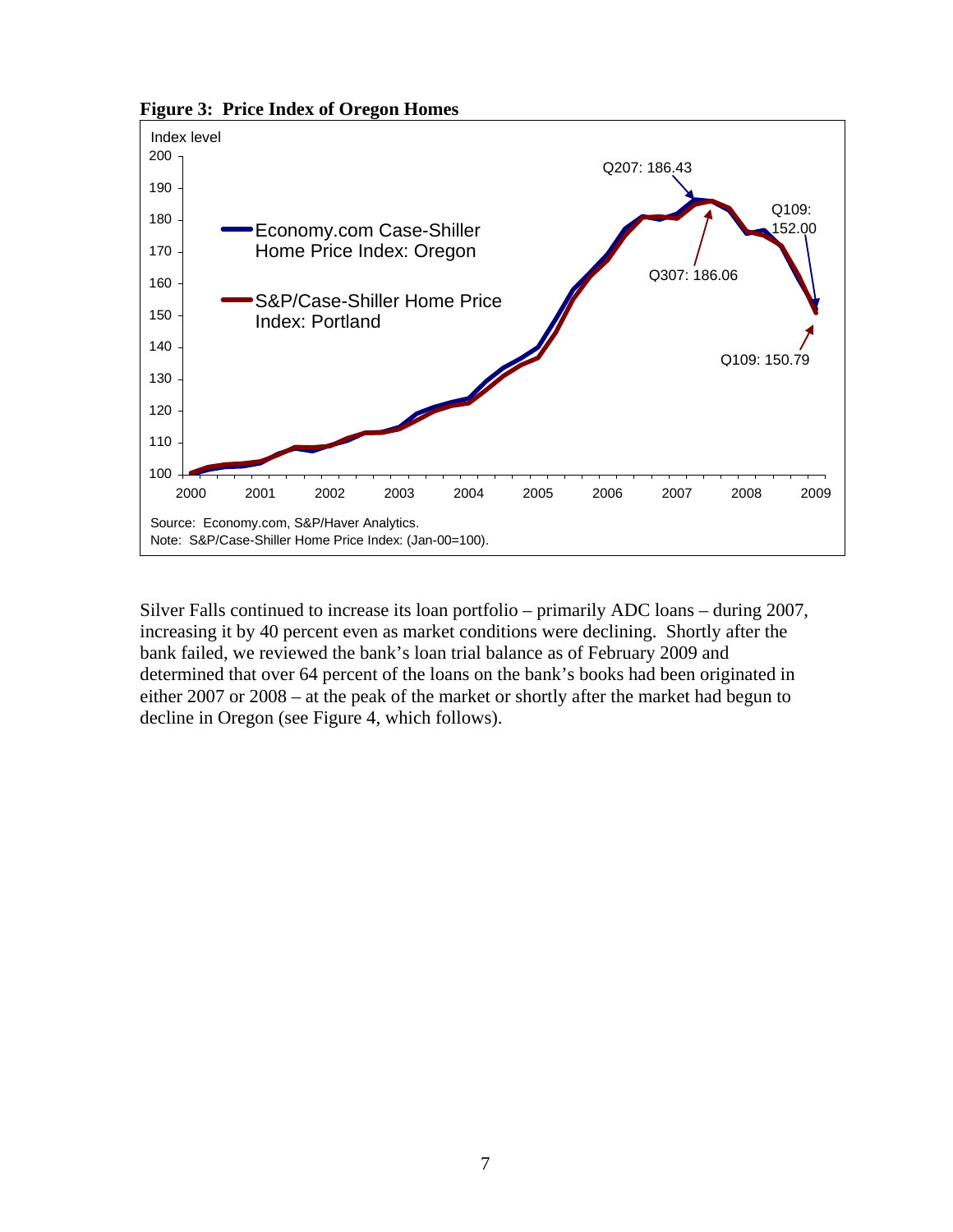**Figure 3: Price Index of Oregon Homes**

Index level

Economy.com Case-Shiller Home Price Index: Oregon

S&P/Case-Shiller Home Price Index: Portland

Q207: 186.43

Q307: 186.06

Q109: 152.00

Q109: 150.79

Source: Economy.com, S&P/Haver Analytics.
Note: S&P/Case-Shiller Home Price Index: (Jan-00=100).

Silver Falls continued to increase its loan portfolio – primarily ADC loans – during 2007, increasing it by 40 percent even as market conditions were declining. Shortly after the bank failed, we reviewed the bank's loan trial balance as of February 2009 and determined that over 64 percent of the loans on the bank's books had been originated in either 2007 or 2008 – at the peak of the market or shortly after the market had begun to decline in Oregon (see Figure 4, which follows).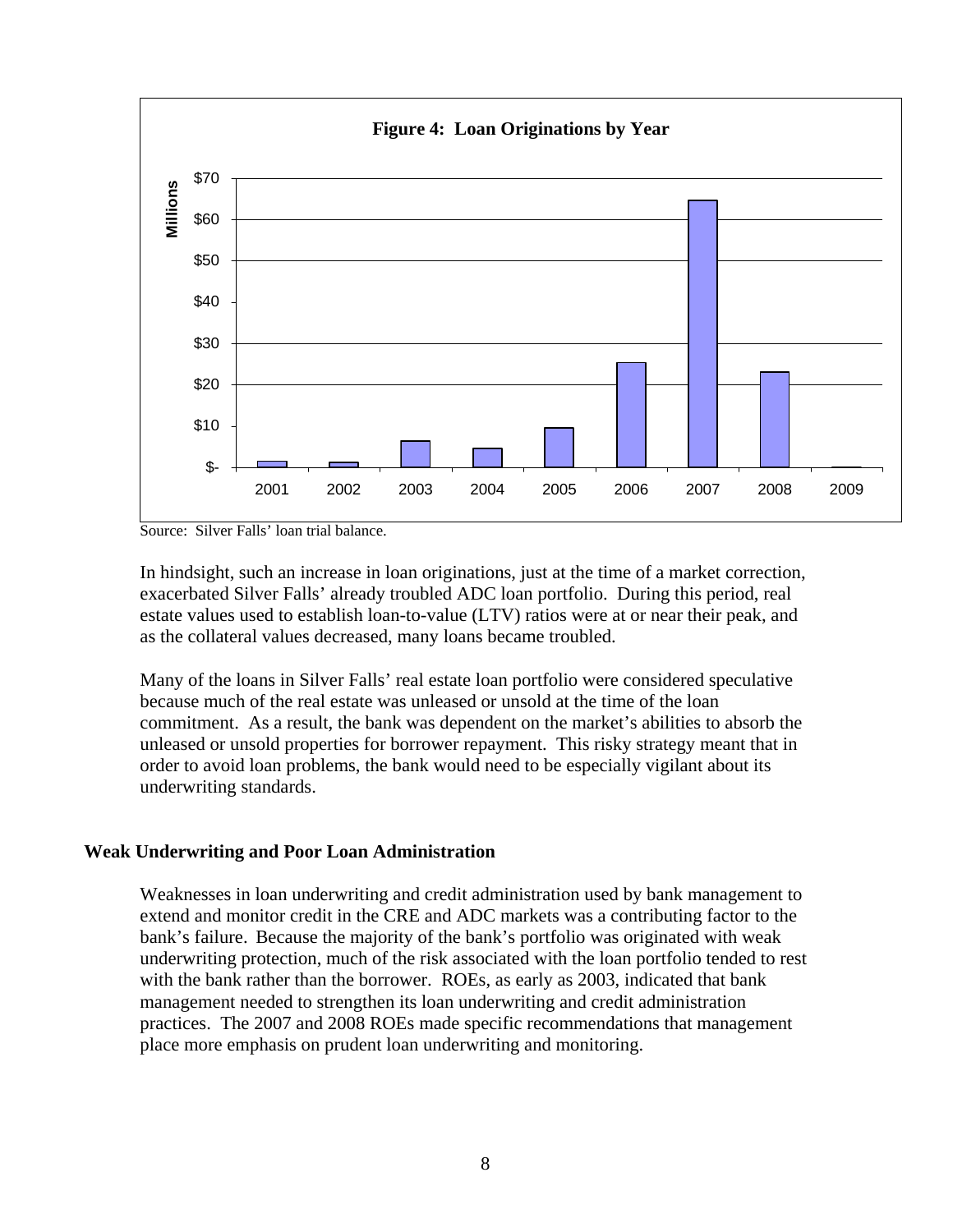**Figure 4: Loan Originations by Year**

Source: Silver Falls' loan trial balance.

In hindsight, such an increase in loan originations, just at the time of a market correction, exacerbated Silver Falls' already troubled ADC loan portfolio. During this period, real estate values used to establish loan-to-value (LTV) ratios were at or near their peak, and as the collateral values decreased, many loans became troubled.

Many of the loans in Silver Falls' real estate loan portfolio were considered speculative because much of the real estate was unleased or unsold at the time of the loan commitment. As a result, the bank was dependent on the market's abilities to absorb the unleased or unsold properties for borrower repayment. This risky strategy meant that in order to avoid loan problems, the bank would need to be especially vigilant about its underwriting standards.

## Weak Underwriting and Poor Loan Administration

Weaknesses in loan underwriting and credit administration used by bank management to extend and monitor credit in the CRE and ADC markets was a contributing factor to the bank's failure. Because the majority of the bank's portfolio was originated with weak underwriting protection, much of the risk associated with the loan portfolio tended to rest with the bank rather than the borrower. ROEs, as early as 2003, indicated that bank management needed to strengthen its loan underwriting and credit administration practices. The 2007 and 2008 ROEs made specific recommendations that management place more emphasis on prudent loan underwriting and monitoring.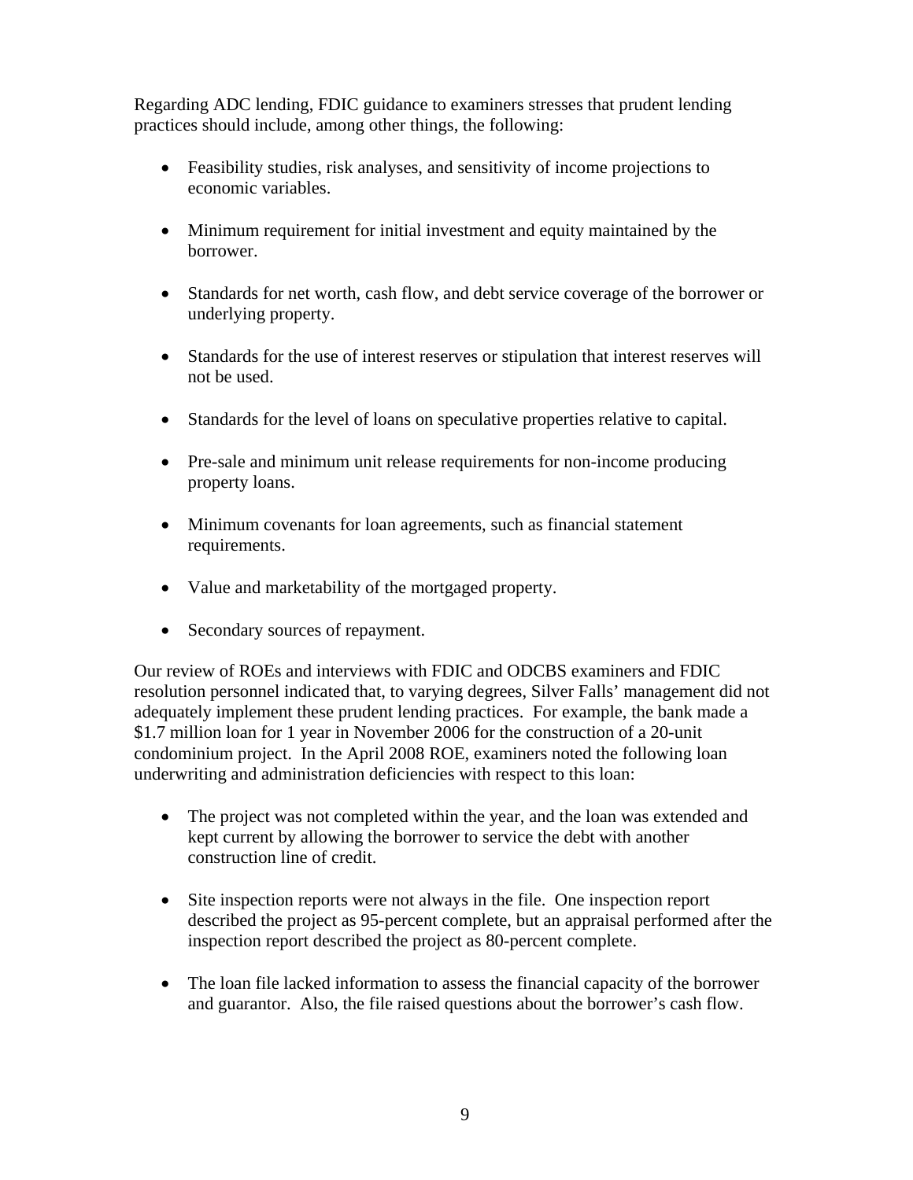Regarding ADC lending, FDIC guidance to examiners stresses that prudent lending practices should include, among other things, the following:

- Feasibility studies, risk analyses, and sensitivity of income projections to economic variables.
- Minimum requirement for initial investment and equity maintained by the borrower.
- Standards for net worth, cash flow, and debt service coverage of the borrower or underlying property.
- Standards for the use of interest reserves or stipulation that interest reserves will not be used.
- Standards for the level of loans on speculative properties relative to capital.
- Pre-sale and minimum unit release requirements for non-income producing property loans.
- Minimum covenants for loan agreements, such as financial statement requirements.
- Value and marketability of the mortgaged property.
- Secondary sources of repayment.

Our review of ROEs and interviews with FDIC and ODCBS examiners and FDIC resolution personnel indicated that, to varying degrees, Silver Falls' management did not adequately implement these prudent lending practices. For example, the bank made a $1.7 million loan for 1 year in November 2006 for the construction of a 20-unit condominium project. In the April 2008 ROE, examiners noted the following loan underwriting and administration deficiencies with respect to this loan:

- The project was not completed within the year, and the loan was extended and kept current by allowing the borrower to service the debt with another construction line of credit.
- Site inspection reports were not always in the file. One inspection report described the project as 95-percent complete, but an appraisal performed after the inspection report described the project as 80-percent complete.
- The loan file lacked information to assess the financial capacity of the borrower and guarantor. Also, the file raised questions about the borrower's cash flow.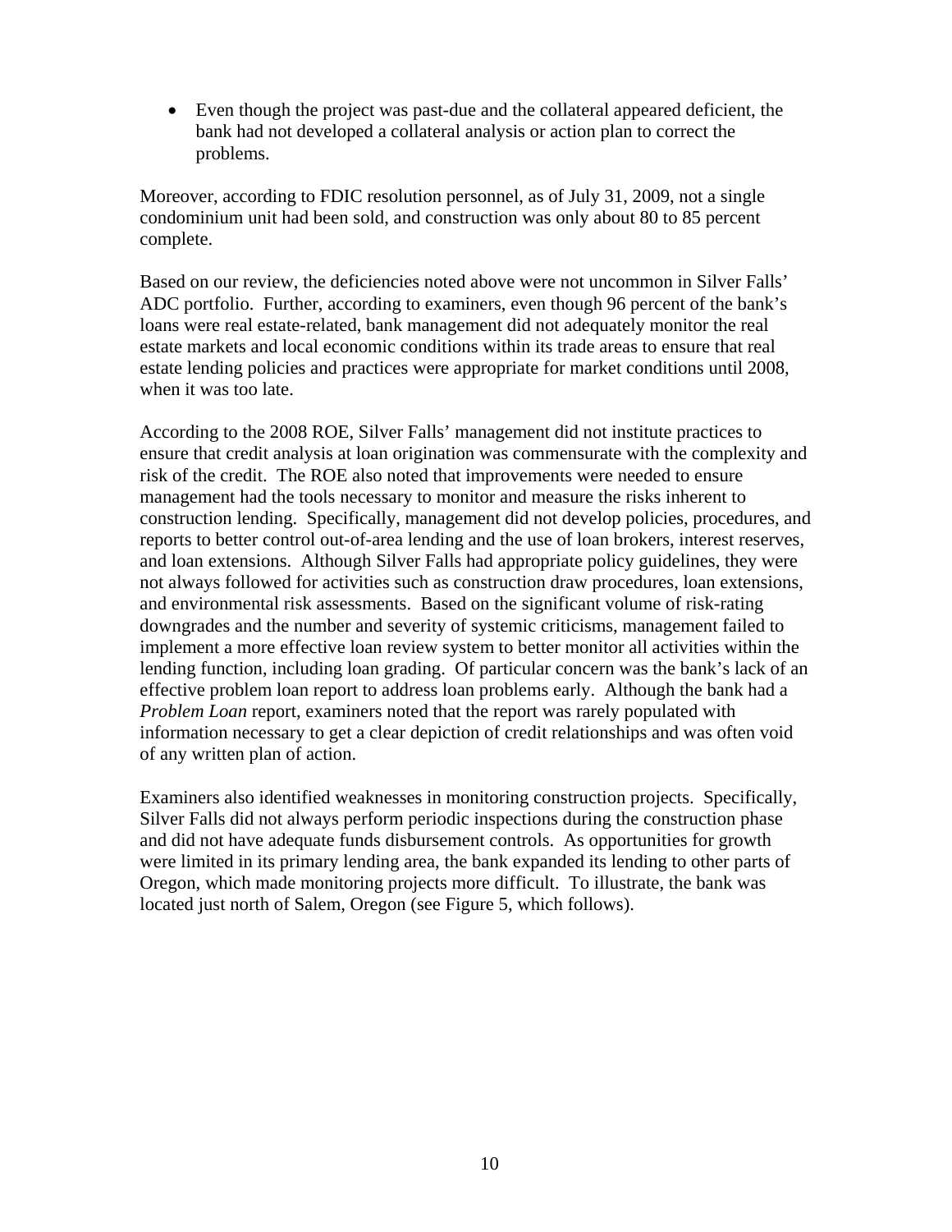- Even though the project was past-due and the collateral appeared deficient, the bank had not developed a collateral analysis or action plan to correct the problems.

Moreover, according to FDIC resolution personnel, as of July 31, 2009, not a single condominium unit had been sold, and construction was only about 80 to 85 percent complete.

Based on our review, the deficiencies noted above were not uncommon in Silver Falls' ADC portfolio. Further, according to examiners, even though 96 percent of the bank's loans were real estate-related, bank management did not adequately monitor the real estate markets and local economic conditions within its trade areas to ensure that real estate lending policies and practices were appropriate for market conditions until 2008, when it was too late.

According to the 2008 ROE, Silver Falls' management did not institute practices to ensure that credit analysis at loan origination was commensurate with the complexity and risk of the credit. The ROE also noted that improvements were needed to ensure management had the tools necessary to monitor and measure the risks inherent to construction lending. Specifically, management did not develop policies, procedures, and reports to better control out-of-area lending and the use of loan brokers, interest reserves, and loan extensions. Although Silver Falls had appropriate policy guidelines, they were not always followed for activities such as construction draw procedures, loan extensions, and environmental risk assessments. Based on the significant volume of risk-rating downgrades and the number and severity of systemic criticisms, management failed to implement a more effective loan review system to better monitor all activities within the lending function, including loan grading. Of particular concern was the bank's lack of an effective problem loan report to address loan problems early. Although the bank had a *Problem Loan* report, examiners noted that the report was rarely populated with information necessary to get a clear depiction of credit relationships and was often void of any written plan of action.

Examiners also identified weaknesses in monitoring construction projects. Specifically, Silver Falls did not always perform periodic inspections during the construction phase and did not have adequate funds disbursement controls. As opportunities for growth were limited in its primary lending area, the bank expanded its lending to other parts of Oregon, which made monitoring projects more difficult. To illustrate, the bank was located just north of Salem, Oregon (see Figure 5, which follows).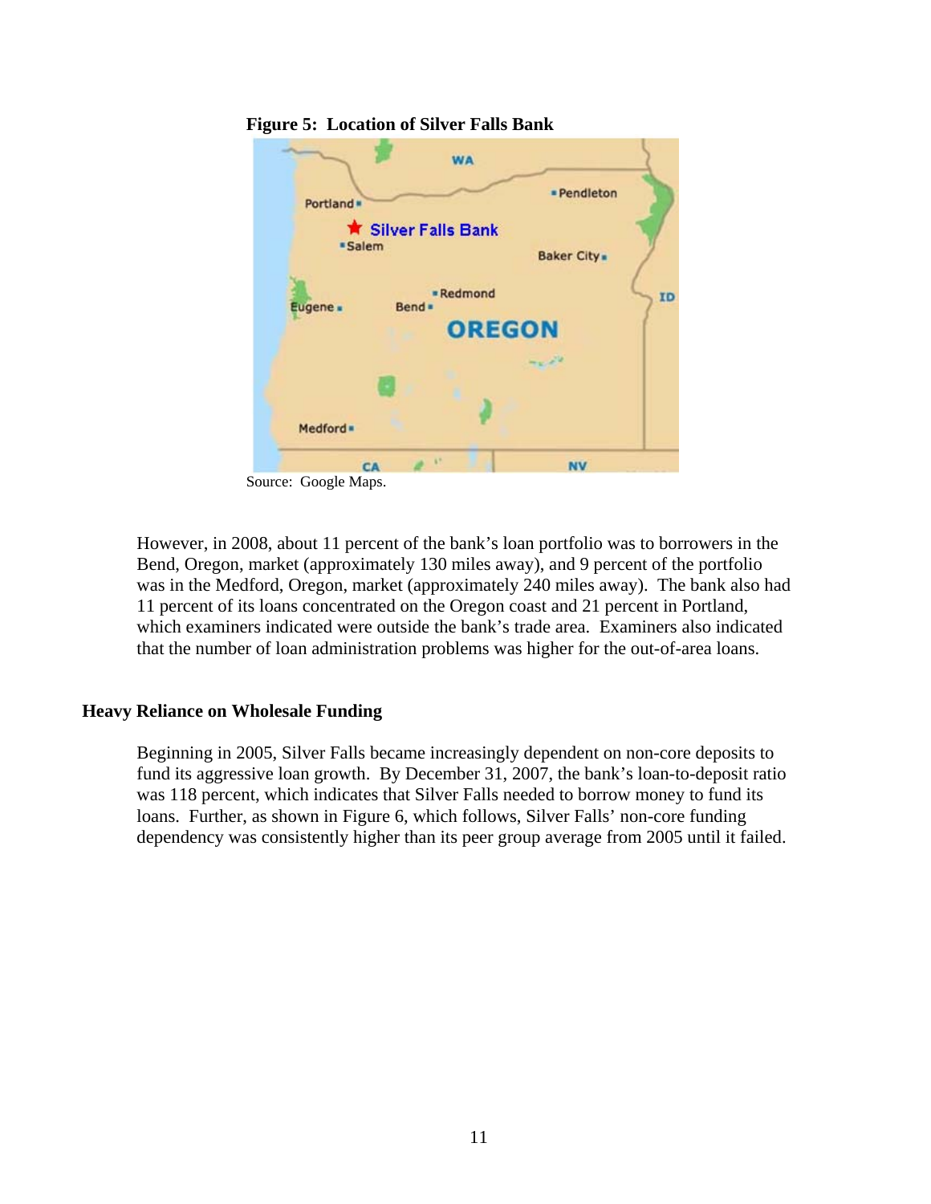**Figure 5: Location of Silver Falls Bank**

Source: Google Maps.

However, in 2008, about 11 percent of the bank's loan portfolio was to borrowers in the Bend, Oregon, market (approximately 130 miles away), and 9 percent of the portfolio was in the Medford, Oregon, market (approximately 240 miles away). The bank also had 11 percent of its loans concentrated on the Oregon coast and 21 percent in Portland, which examiners indicated were outside the bank's trade area. Examiners also indicated that the number of loan administration problems was higher for the out-of-area loans.

## Heavy Reliance on Wholesale Funding

Beginning in 2005, Silver Falls became increasingly dependent on non-core deposits to fund its aggressive loan growth. By December 31, 2007, the bank's loan-to-deposit ratio was 118 percent, which indicates that Silver Falls needed to borrow money to fund its loans. Further, as shown in Figure 6, which follows, Silver Falls' non-core funding dependency was consistently higher than its peer group average from 2005 until it failed.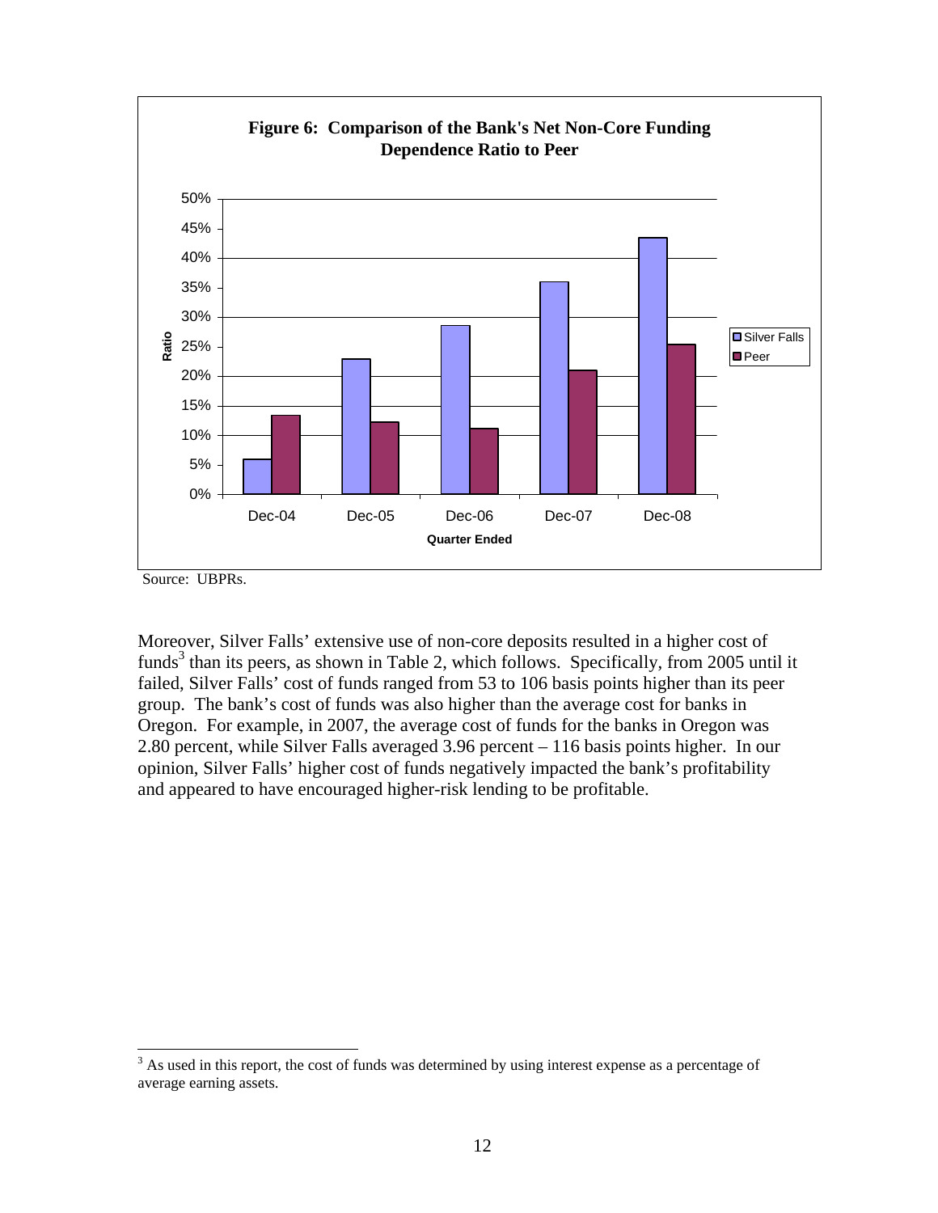**Figure 6: Comparison of the Bank's Net Non-Core Funding Dependence Ratio to Peer**

Source: UBPRs.

Moreover, Silver Falls' extensive use of non-core deposits resulted in a higher cost of funds[3] than its peers, as shown in Table 2, which follows. Specifically, from 2005 until it failed, Silver Falls' cost of funds ranged from 53 to 106 basis points higher than its peer group. The bank's cost of funds was also higher than the average cost for banks in Oregon. For example, in 2007, the average cost of funds for the banks in Oregon was 2.80 percent, while Silver Falls averaged 3.96 percent – 116 basis points higher. In our opinion, Silver Falls' higher cost of funds negatively impacted the bank's profitability and appeared to have encouraged higher-risk lending to be profitable.

[3] As used in this report, the cost of funds was determined by using interest expense as a percentage of average earning assets.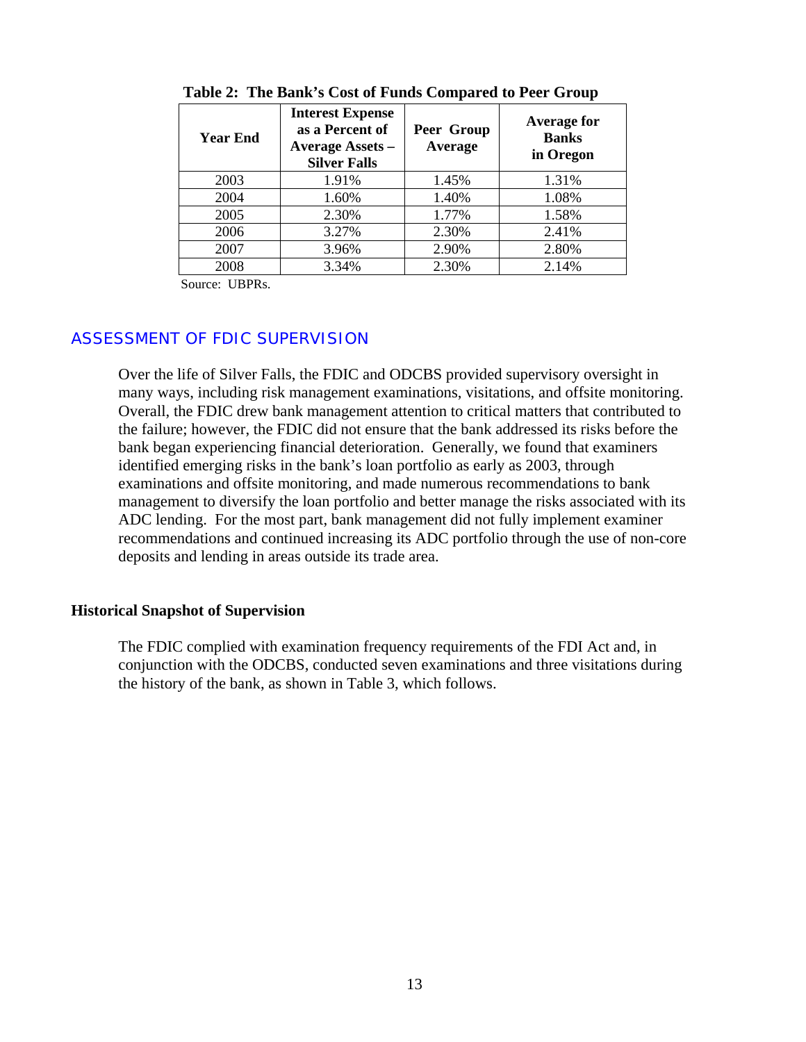**Table 2: The Bank's Cost of Funds Compared to Peer Group**

| Year End | Interest Expense as a Percent of Average Assets – Silver Falls | Peer Group Average | Average for Banks in Oregon |
|---|---|---|---|
| 2003 | 1.91% | 1.45% | 1.31% |
| 2004 | 1.60% | 1.40% | 1.08% |
| 2005 | 2.30% | 1.77% | 1.58% |
| 2006 | 3.27% | 2.30% | 2.41% |
| 2007 | 3.96% | 2.90% | 2.80% |
| 2008 | 3.34% | 2.30% | 2.14% |

Source: UBPRs.

## ASSESSMENT OF FDIC SUPERVISION

Over the life of Silver Falls, the FDIC and ODCBS provided supervisory oversight in many ways, including risk management examinations, visitations, and offsite monitoring. Overall, the FDIC drew bank management attention to critical matters that contributed to the failure; however, the FDIC did not ensure that the bank addressed its risks before the bank began experiencing financial deterioration. Generally, we found that examiners identified emerging risks in the bank's loan portfolio as early as 2003, through examinations and offsite monitoring, and made numerous recommendations to bank management to diversify the loan portfolio and better manage the risks associated with its ADC lending. For the most part, bank management did not fully implement examiner recommendations and continued increasing its ADC portfolio through the use of non-core deposits and lending in areas outside its trade area.

### Historical Snapshot of Supervision

The FDIC complied with examination frequency requirements of the FDI Act and, in conjunction with the ODCBS, conducted seven examinations and three visitations during the history of the bank, as shown in Table 3, which follows.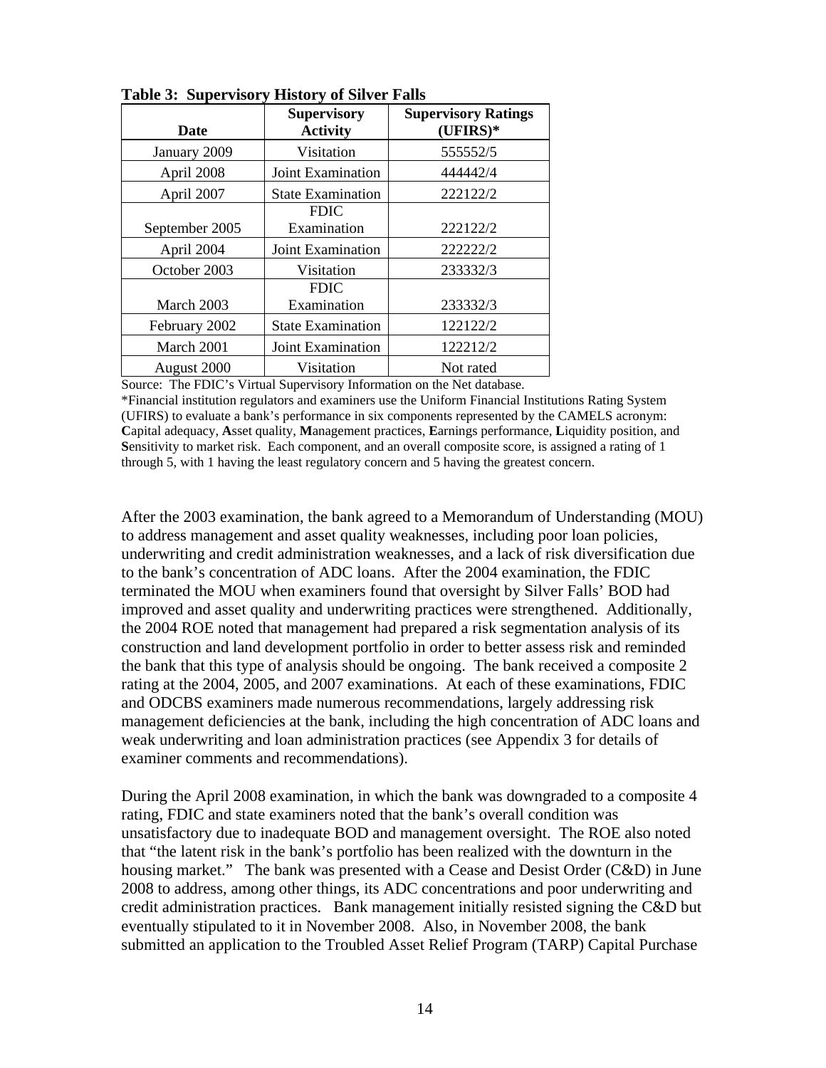**Table 3: Supervisory History of Silver Falls**

| Date | Supervisory Activity | Supervisory Ratings (UFIRS)* |
|---|---|---|
| January 2009 | Visitation | 555552/5 |
| April 2008 | Joint Examination | 444442/4 |
| April 2007 | State Examination | 222122/2 |
| September 2005 | FDIC Examination | 222122/2 |
| April 2004 | Joint Examination | 222222/2 |
| October 2003 | Visitation | 233332/3 |
| March 2003 | FDIC Examination | 233332/3 |
| February 2002 | State Examination | 122122/2 |
| March 2001 | Joint Examination | 122212/2 |
| August 2000 | Visitation | Not rated |

Source: The FDIC's Virtual Supervisory Information on the Net database.

*Financial institution regulators and examiners use the Uniform Financial Institutions Rating System (UFIRS) to evaluate a bank's performance in six components represented by the CAMELS acronym: **C**apital adequacy, **A**sset quality, **M**anagement practices, **E**arnings performance, **L**iquidity position, and **S**ensitivity to market risk. Each component, and an overall composite score, is assigned a rating of 1 through 5, with 1 having the least regulatory concern and 5 having the greatest concern.

After the 2003 examination, the bank agreed to a Memorandum of Understanding (MOU) to address management and asset quality weaknesses, including poor loan policies, underwriting and credit administration weaknesses, and a lack of risk diversification due to the bank's concentration of ADC loans. After the 2004 examination, the FDIC terminated the MOU when examiners found that oversight by Silver Falls' BOD had improved and asset quality and underwriting practices were strengthened. Additionally, the 2004 ROE noted that management had prepared a risk segmentation analysis of its construction and land development portfolio in order to better assess risk and reminded the bank that this type of analysis should be ongoing. The bank received a composite 2 rating at the 2004, 2005, and 2007 examinations. At each of these examinations, FDIC and ODCBS examiners made numerous recommendations, largely addressing risk management deficiencies at the bank, including the high concentration of ADC loans and weak underwriting and loan administration practices (see Appendix 3 for details of examiner comments and recommendations).

During the April 2008 examination, in which the bank was downgraded to a composite 4 rating, FDIC and state examiners noted that the bank's overall condition was unsatisfactory due to inadequate BOD and management oversight. The ROE also noted that "the latent risk in the bank's portfolio has been realized with the downturn in the housing market." The bank was presented with a Cease and Desist Order (C&D) in June 2008 to address, among other things, its ADC concentrations and poor underwriting and credit administration practices. Bank management initially resisted signing the C&D but eventually stipulated to it in November 2008. Also, in November 2008, the bank submitted an application to the Troubled Asset Relief Program (TARP) Capital Purchase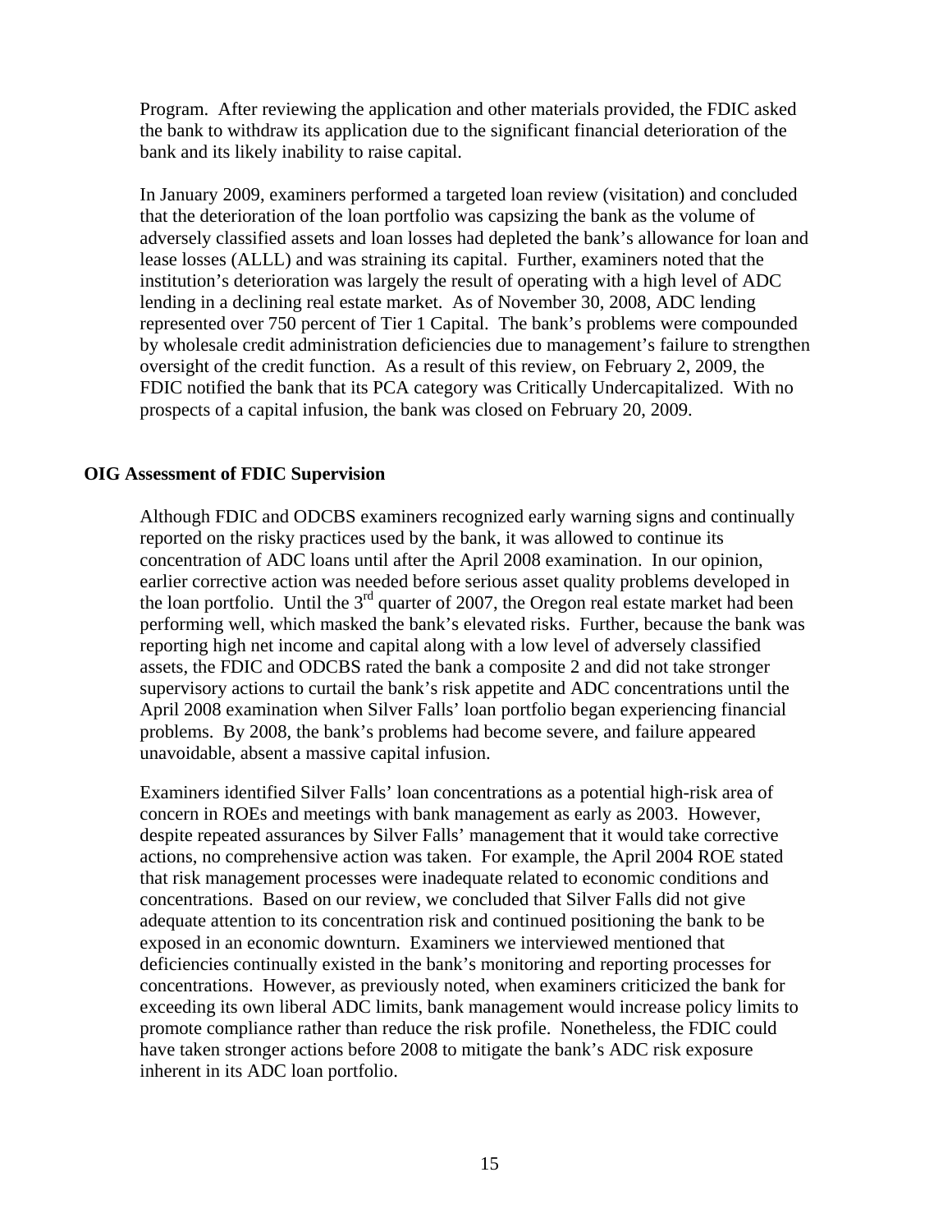Program. After reviewing the application and other materials provided, the FDIC asked the bank to withdraw its application due to the significant financial deterioration of the bank and its likely inability to raise capital.

In January 2009, examiners performed a targeted loan review (visitation) and concluded that the deterioration of the loan portfolio was capsizing the bank as the volume of adversely classified assets and loan losses had depleted the bank's allowance for loan and lease losses (ALLL) and was straining its capital. Further, examiners noted that the institution's deterioration was largely the result of operating with a high level of ADC lending in a declining real estate market. As of November 30, 2008, ADC lending represented over 750 percent of Tier 1 Capital. The bank's problems were compounded by wholesale credit administration deficiencies due to management's failure to strengthen oversight of the credit function. As a result of this review, on February 2, 2009, the FDIC notified the bank that its PCA category was Critically Undercapitalized. With no prospects of a capital infusion, the bank was closed on February 20, 2009.

## OIG Assessment of FDIC Supervision

Although FDIC and ODCBS examiners recognized early warning signs and continually reported on the risky practices used by the bank, it was allowed to continue its concentration of ADC loans until after the April 2008 examination. In our opinion, earlier corrective action was needed before serious asset quality problems developed in the loan portfolio. Until the 3rd quarter of 2007, the Oregon real estate market had been performing well, which masked the bank's elevated risks. Further, because the bank was reporting high net income and capital along with a low level of adversely classified assets, the FDIC and ODCBS rated the bank a composite 2 and did not take stronger supervisory actions to curtail the bank's risk appetite and ADC concentrations until the April 2008 examination when Silver Falls' loan portfolio began experiencing financial problems. By 2008, the bank's problems had become severe, and failure appeared unavoidable, absent a massive capital infusion.

Examiners identified Silver Falls' loan concentrations as a potential high-risk area of concern in ROEs and meetings with bank management as early as 2003. However, despite repeated assurances by Silver Falls' management that it would take corrective actions, no comprehensive action was taken. For example, the April 2004 ROE stated that risk management processes were inadequate related to economic conditions and concentrations. Based on our review, we concluded that Silver Falls did not give adequate attention to its concentration risk and continued positioning the bank to be exposed in an economic downturn. Examiners we interviewed mentioned that deficiencies continually existed in the bank's monitoring and reporting processes for concentrations. However, as previously noted, when examiners criticized the bank for exceeding its own liberal ADC limits, bank management would increase policy limits to promote compliance rather than reduce the risk profile. Nonetheless, the FDIC could have taken stronger actions before 2008 to mitigate the bank's ADC risk exposure inherent in its ADC loan portfolio.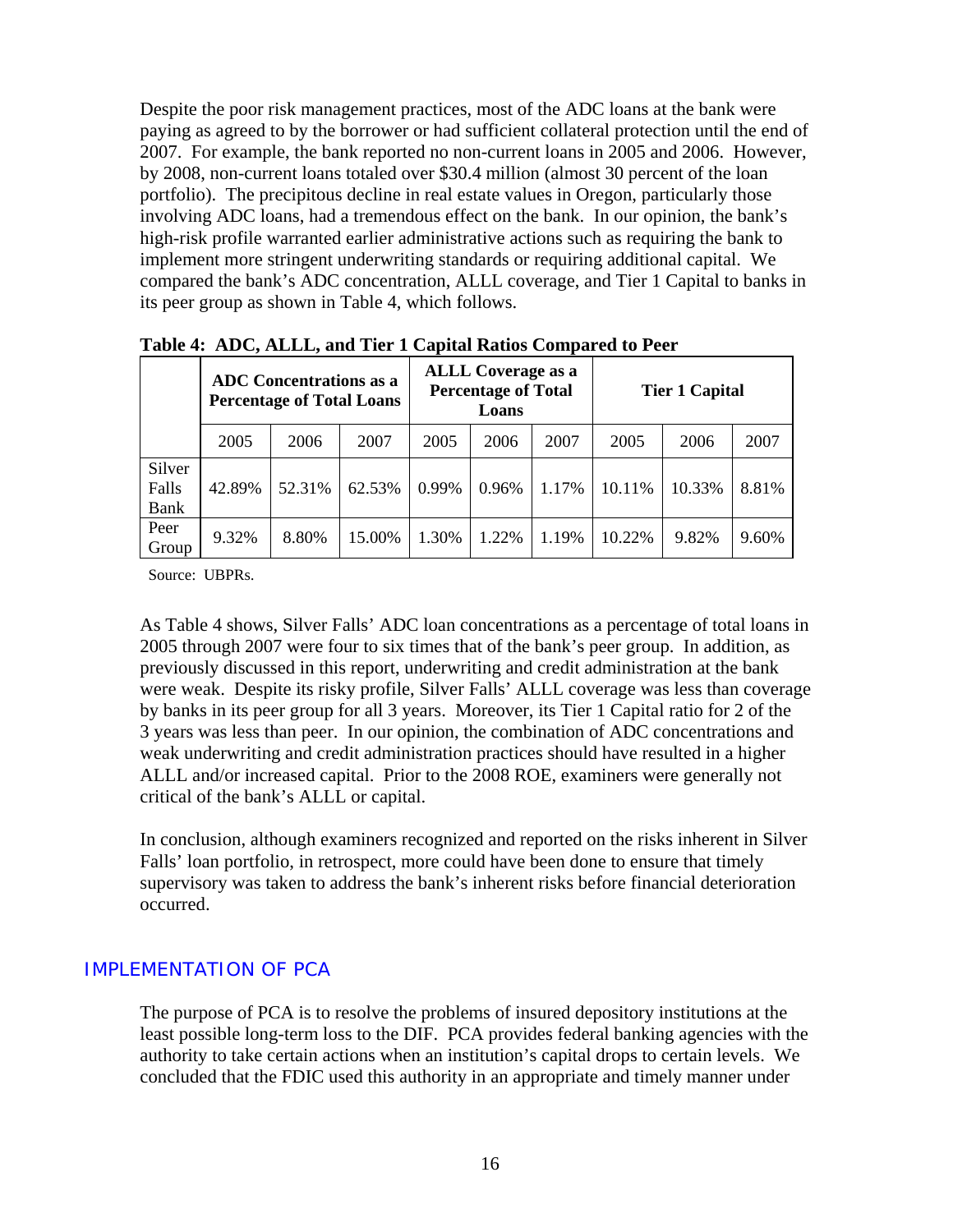Despite the poor risk management practices, most of the ADC loans at the bank were paying as agreed to by the borrower or had sufficient collateral protection until the end of 2007. For example, the bank reported no non-current loans in 2005 and 2006. However, by 2008, non-current loans totaled over $30.4 million (almost 30 percent of the loan portfolio). The precipitous decline in real estate values in Oregon, particularly those involving ADC loans, had a tremendous effect on the bank. In our opinion, the bank's high-risk profile warranted earlier administrative actions such as requiring the bank to implement more stringent underwriting standards or requiring additional capital. We compared the bank's ADC concentration, ALLL coverage, and Tier 1 Capital to banks in its peer group as shown in Table 4, which follows.

**Table 4: ADC, ALLL, and Tier 1 Capital Ratios Compared to Peer**

| | **ADC Concentrations as a Percentage of Total Loans** | | | **ALLL Coverage as a Percentage of Total Loans** | | | **Tier 1 Capital** | | |
|---|---|---|---|---|---|---|---|---|---|
| | 2005 | 2006 | 2007 | 2005 | 2006 | 2007 | 2005 | 2006 | 2007 |
| Silver Falls Bank | 42.89% | 52.31% | 62.53% | 0.99% | 0.96% | 1.17% | 10.11% | 10.33% | 8.81% |
| Peer Group | 9.32% | 8.80% | 15.00% | 1.30% | 1.22% | 1.19% | 10.22% | 9.82% | 9.60% |

Source: UBPRs.

As Table 4 shows, Silver Falls' ADC loan concentrations as a percentage of total loans in 2005 through 2007 were four to six times that of the bank's peer group. In addition, as previously discussed in this report, underwriting and credit administration at the bank were weak. Despite its risky profile, Silver Falls' ALLL coverage was less than coverage by banks in its peer group for all 3 years. Moreover, its Tier 1 Capital ratio for 2 of the 3 years was less than peer. In our opinion, the combination of ADC concentrations and weak underwriting and credit administration practices should have resulted in a higher ALLL and/or increased capital. Prior to the 2008 ROE, examiners were generally not critical of the bank's ALLL or capital.

In conclusion, although examiners recognized and reported on the risks inherent in Silver Falls' loan portfolio, in retrospect, more could have been done to ensure that timely supervisory was taken to address the bank's inherent risks before financial deterioration occurred.

## IMPLEMENTATION OF PCA

The purpose of PCA is to resolve the problems of insured depository institutions at the least possible long-term loss to the DIF. PCA provides federal banking agencies with the authority to take certain actions when an institution's capital drops to certain levels. We concluded that the FDIC used this authority in an appropriate and timely manner under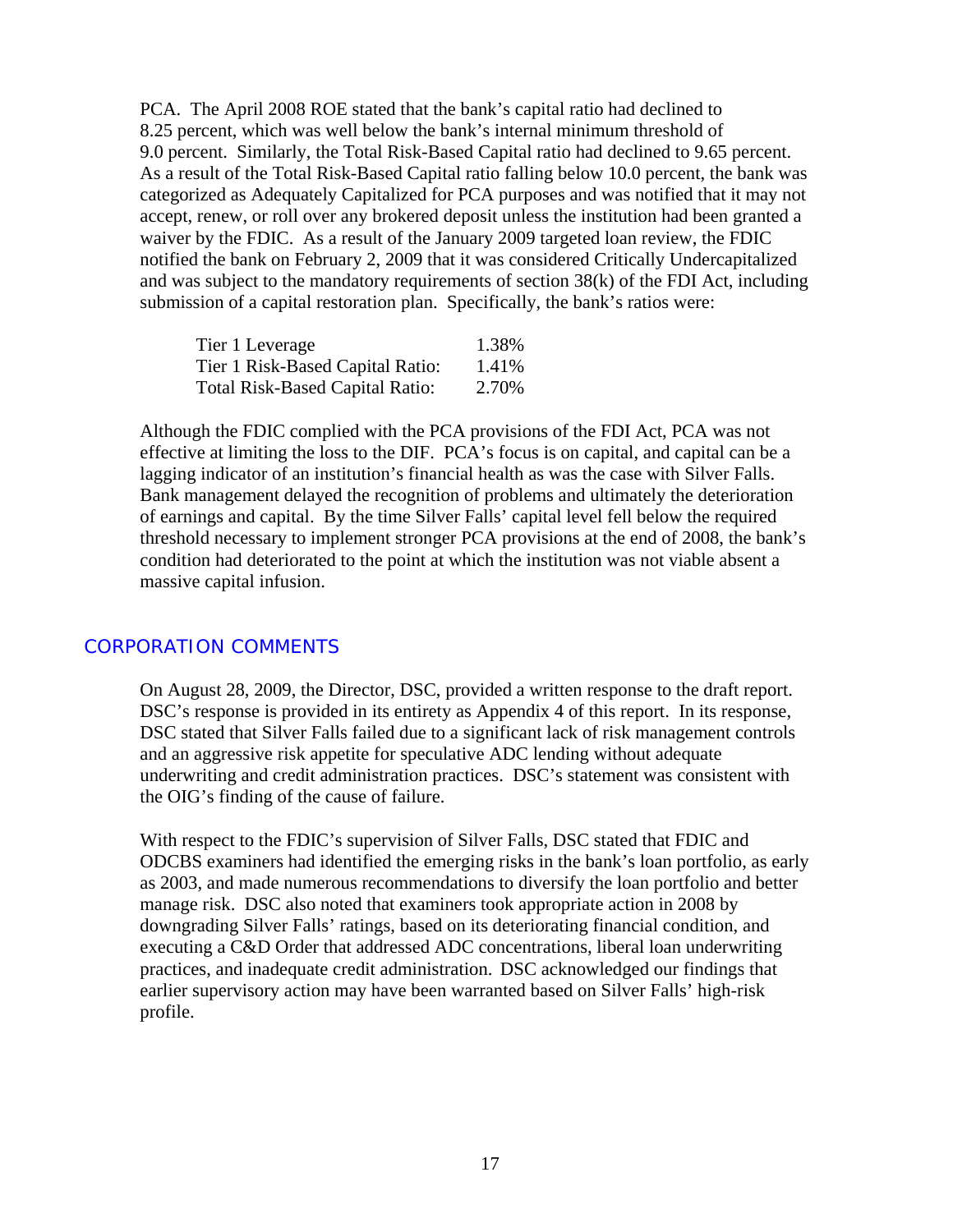PCA. The April 2008 ROE stated that the bank's capital ratio had declined to 8.25 percent, which was well below the bank's internal minimum threshold of 9.0 percent. Similarly, the Total Risk-Based Capital ratio had declined to 9.65 percent. As a result of the Total Risk-Based Capital ratio falling below 10.0 percent, the bank was categorized as Adequately Capitalized for PCA purposes and was notified that it may not accept, renew, or roll over any brokered deposit unless the institution had been granted a waiver by the FDIC. As a result of the January 2009 targeted loan review, the FDIC notified the bank on February 2, 2009 that it was considered Critically Undercapitalized and was subject to the mandatory requirements of section 38(k) of the FDI Act, including submission of a capital restoration plan. Specifically, the bank's ratios were:

| | |
|---|---|
| Tier 1 Leverage | 1.38% |
| Tier 1 Risk-Based Capital Ratio: | 1.41% |
| Total Risk-Based Capital Ratio: | 2.70% |

Although the FDIC complied with the PCA provisions of the FDI Act, PCA was not effective at limiting the loss to the DIF. PCA's focus is on capital, and capital can be a lagging indicator of an institution's financial health as was the case with Silver Falls. Bank management delayed the recognition of problems and ultimately the deterioration of earnings and capital. By the time Silver Falls' capital level fell below the required threshold necessary to implement stronger PCA provisions at the end of 2008, the bank's condition had deteriorated to the point at which the institution was not viable absent a massive capital infusion.

## CORPORATION COMMENTS

On August 28, 2009, the Director, DSC, provided a written response to the draft report. DSC's response is provided in its entirety as Appendix 4 of this report. In its response, DSC stated that Silver Falls failed due to a significant lack of risk management controls and an aggressive risk appetite for speculative ADC lending without adequate underwriting and credit administration practices. DSC's statement was consistent with the OIG's finding of the cause of failure.

With respect to the FDIC's supervision of Silver Falls, DSC stated that FDIC and ODCBS examiners had identified the emerging risks in the bank's loan portfolio, as early as 2003, and made numerous recommendations to diversify the loan portfolio and better manage risk. DSC also noted that examiners took appropriate action in 2008 by downgrading Silver Falls' ratings, based on its deteriorating financial condition, and executing a C&D Order that addressed ADC concentrations, liberal loan underwriting practices, and inadequate credit administration. DSC acknowledged our findings that earlier supervisory action may have been warranted based on Silver Falls' high-risk profile.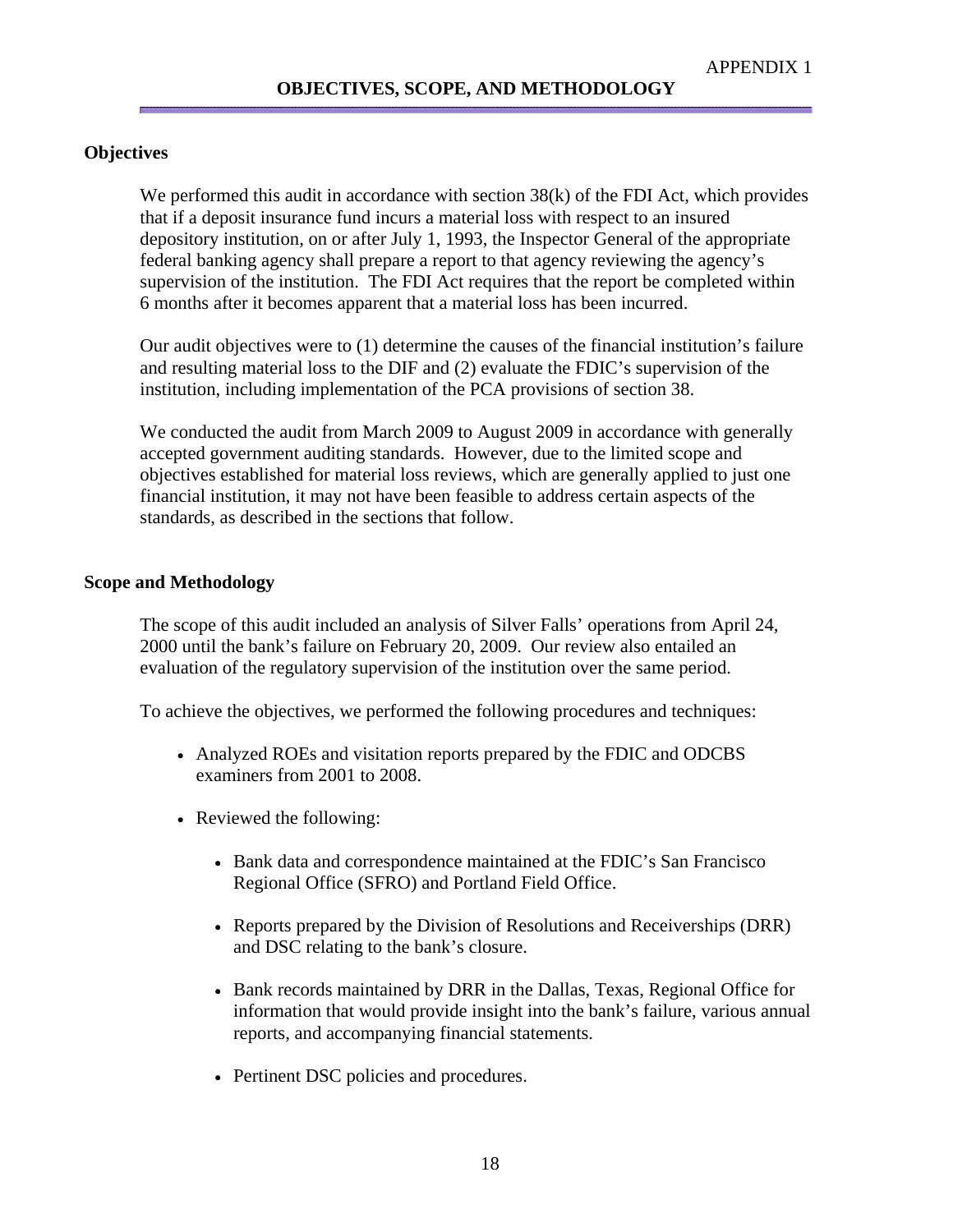APPENDIX 1

# OBJECTIVES, SCOPE, AND METHODOLOGY

## Objectives

We performed this audit in accordance with section 38(k) of the FDI Act, which provides that if a deposit insurance fund incurs a material loss with respect to an insured depository institution, on or after July 1, 1993, the Inspector General of the appropriate federal banking agency shall prepare a report to that agency reviewing the agency's supervision of the institution. The FDI Act requires that the report be completed within 6 months after it becomes apparent that a material loss has been incurred.

Our audit objectives were to (1) determine the causes of the financial institution's failure and resulting material loss to the DIF and (2) evaluate the FDIC's supervision of the institution, including implementation of the PCA provisions of section 38.

We conducted the audit from March 2009 to August 2009 in accordance with generally accepted government auditing standards. However, due to the limited scope and objectives established for material loss reviews, which are generally applied to just one financial institution, it may not have been feasible to address certain aspects of the standards, as described in the sections that follow.

## Scope and Methodology

The scope of this audit included an analysis of Silver Falls' operations from April 24, 2000 until the bank's failure on February 20, 2009. Our review also entailed an evaluation of the regulatory supervision of the institution over the same period.

To achieve the objectives, we performed the following procedures and techniques:

- Analyzed ROEs and visitation reports prepared by the FDIC and ODCBS examiners from 2001 to 2008.
- Reviewed the following:
  - Bank data and correspondence maintained at the FDIC's San Francisco Regional Office (SFRO) and Portland Field Office.
  - Reports prepared by the Division of Resolutions and Receiverships (DRR) and DSC relating to the bank's closure.
  - Bank records maintained by DRR in the Dallas, Texas, Regional Office for information that would provide insight into the bank's failure, various annual reports, and accompanying financial statements.
  - Pertinent DSC policies and procedures.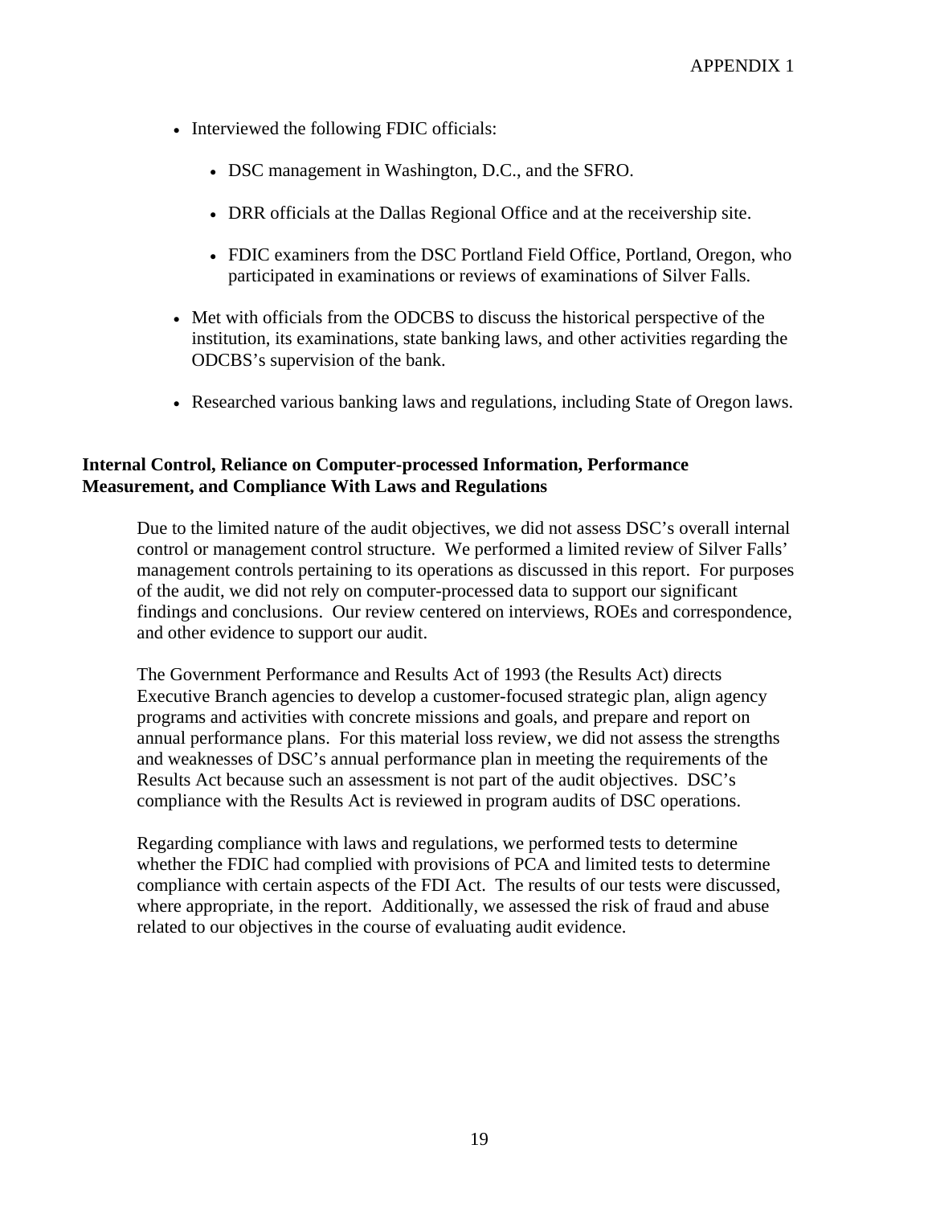- Interviewed the following FDIC officials:
  - DSC management in Washington, D.C., and the SFRO.
  - DRR officials at the Dallas Regional Office and at the receivership site.
  - FDIC examiners from the DSC Portland Field Office, Portland, Oregon, who participated in examinations or reviews of examinations of Silver Falls.
- Met with officials from the ODCBS to discuss the historical perspective of the institution, its examinations, state banking laws, and other activities regarding the ODCBS's supervision of the bank.
- Researched various banking laws and regulations, including State of Oregon laws.

**Internal Control, Reliance on Computer-processed Information, Performance Measurement, and Compliance With Laws and Regulations**

Due to the limited nature of the audit objectives, we did not assess DSC's overall internal control or management control structure. We performed a limited review of Silver Falls' management controls pertaining to its operations as discussed in this report. For purposes of the audit, we did not rely on computer-processed data to support our significant findings and conclusions. Our review centered on interviews, ROEs and correspondence, and other evidence to support our audit.

The Government Performance and Results Act of 1993 (the Results Act) directs Executive Branch agencies to develop a customer-focused strategic plan, align agency programs and activities with concrete missions and goals, and prepare and report on annual performance plans. For this material loss review, we did not assess the strengths and weaknesses of DSC's annual performance plan in meeting the requirements of the Results Act because such an assessment is not part of the audit objectives. DSC's compliance with the Results Act is reviewed in program audits of DSC operations.

Regarding compliance with laws and regulations, we performed tests to determine whether the FDIC had complied with provisions of PCA and limited tests to determine compliance with certain aspects of the FDI Act. The results of our tests were discussed, where appropriate, in the report. Additionally, we assessed the risk of fraud and abuse related to our objectives in the course of evaluating audit evidence.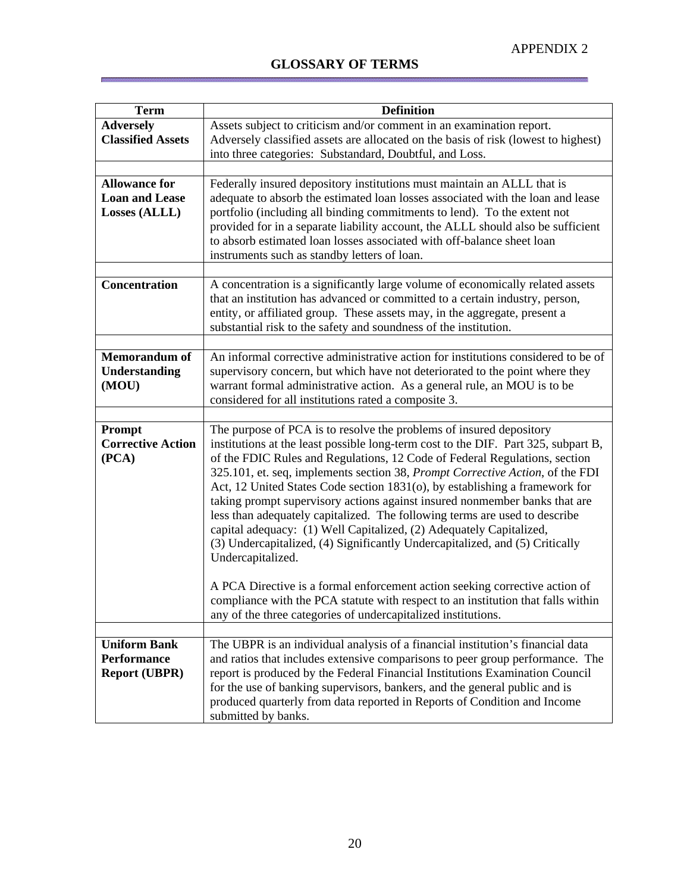APPENDIX 2

# GLOSSARY OF TERMS

| Term | Definition |
|---|---|
| **Adversely Classified Assets** | Assets subject to criticism and/or comment in an examination report. Adversely classified assets are allocated on the basis of risk (lowest to highest) into three categories: Substandard, Doubtful, and Loss. |
| | |
| **Allowance for Loan and Lease Losses (ALLL)** | Federally insured depository institutions must maintain an ALLL that is adequate to absorb the estimated loan losses associated with the loan and lease portfolio (including all binding commitments to lend). To the extent not provided for in a separate liability account, the ALLL should also be sufficient to absorb estimated loan losses associated with off-balance sheet loan instruments such as standby letters of loan. |
| | |
| **Concentration** | A concentration is a significantly large volume of economically related assets that an institution has advanced or committed to a certain industry, person, entity, or affiliated group. These assets may, in the aggregate, present a substantial risk to the safety and soundness of the institution. |
| | |
| **Memorandum of Understanding (MOU)** | An informal corrective administrative action for institutions considered to be of supervisory concern, but which have not deteriorated to the point where they warrant formal administrative action. As a general rule, an MOU is to be considered for all institutions rated a composite 3. |
| | |
| **Prompt Corrective Action (PCA)** | The purpose of PCA is to resolve the problems of insured depository institutions at the least possible long-term cost to the DIF. Part 325, subpart B, of the FDIC Rules and Regulations, 12 Code of Federal Regulations, section 325.101, et. seq, implements section 38, *Prompt Corrective Action*, of the FDI Act, 12 United States Code section 1831(o), by establishing a framework for taking prompt supervisory actions against insured nonmember banks that are less than adequately capitalized. The following terms are used to describe capital adequacy: (1) Well Capitalized, (2) Adequately Capitalized, (3) Undercapitalized, (4) Significantly Undercapitalized, and (5) Critically Undercapitalized.<br><br>A PCA Directive is a formal enforcement action seeking corrective action of compliance with the PCA statute with respect to an institution that falls within any of the three categories of undercapitalized institutions. |
| | |
| **Uniform Bank Performance Report (UBPR)** | The UBPR is an individual analysis of a financial institution's financial data and ratios that includes extensive comparisons to peer group performance. The report is produced by the Federal Financial Institutions Examination Council for the use of banking supervisors, bankers, and the general public and is produced quarterly from data reported in Reports of Condition and Income submitted by banks. |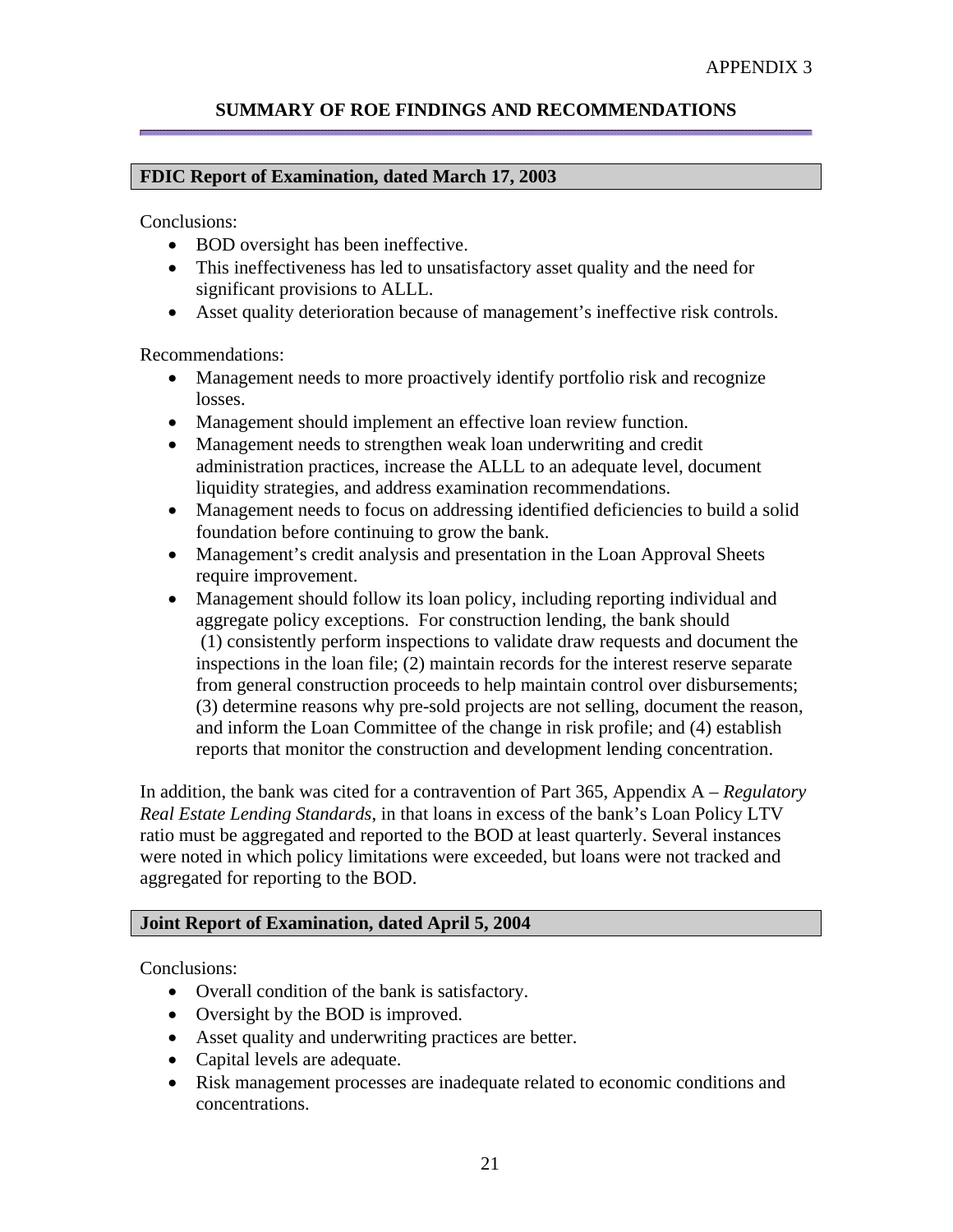APPENDIX 3

# SUMMARY OF ROE FINDINGS AND RECOMMENDATIONS

## FDIC Report of Examination, dated March 17, 2003

Conclusions:

- BOD oversight has been ineffective.
- This ineffectiveness has led to unsatisfactory asset quality and the need for significant provisions to ALLL.
- Asset quality deterioration because of management's ineffective risk controls.

Recommendations:

- Management needs to more proactively identify portfolio risk and recognize losses.
- Management should implement an effective loan review function.
- Management needs to strengthen weak loan underwriting and credit administration practices, increase the ALLL to an adequate level, document liquidity strategies, and address examination recommendations.
- Management needs to focus on addressing identified deficiencies to build a solid foundation before continuing to grow the bank.
- Management's credit analysis and presentation in the Loan Approval Sheets require improvement.
- Management should follow its loan policy, including reporting individual and aggregate policy exceptions. For construction lending, the bank should (1) consistently perform inspections to validate draw requests and document the inspections in the loan file; (2) maintain records for the interest reserve separate from general construction proceeds to help maintain control over disbursements; (3) determine reasons why pre-sold projects are not selling, document the reason, and inform the Loan Committee of the change in risk profile; and (4) establish reports that monitor the construction and development lending concentration.

In addition, the bank was cited for a contravention of Part 365, Appendix A – *Regulatory Real Estate Lending Standards*, in that loans in excess of the bank's Loan Policy LTV ratio must be aggregated and reported to the BOD at least quarterly. Several instances were noted in which policy limitations were exceeded, but loans were not tracked and aggregated for reporting to the BOD.

## Joint Report of Examination, dated April 5, 2004

Conclusions:

- Overall condition of the bank is satisfactory.
- Oversight by the BOD is improved.
- Asset quality and underwriting practices are better.
- Capital levels are adequate.
- Risk management processes are inadequate related to economic conditions and concentrations.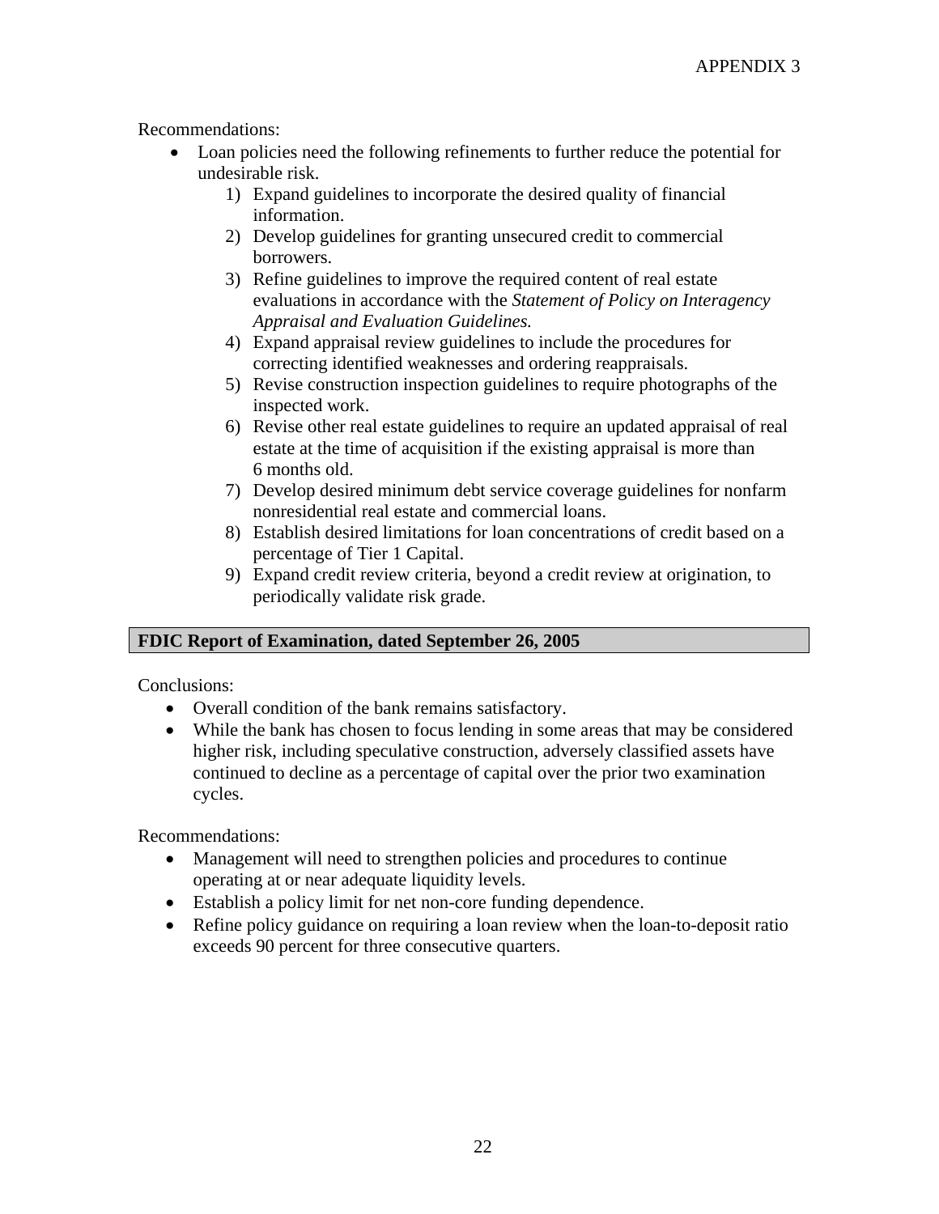Recommendations:

- Loan policies need the following refinements to further reduce the potential for undesirable risk.
    1) Expand guidelines to incorporate the desired quality of financial information.
    2) Develop guidelines for granting unsecured credit to commercial borrowers.
    3) Refine guidelines to improve the required content of real estate evaluations in accordance with the *Statement of Policy on Interagency Appraisal and Evaluation Guidelines.*
    4) Expand appraisal review guidelines to include the procedures for correcting identified weaknesses and ordering reappraisals.
    5) Revise construction inspection guidelines to require photographs of the inspected work.
    6) Revise other real estate guidelines to require an updated appraisal of real estate at the time of acquisition if the existing appraisal is more than 6 months old.
    7) Develop desired minimum debt service coverage guidelines for nonfarm nonresidential real estate and commercial loans.
    8) Establish desired limitations for loan concentrations of credit based on a percentage of Tier 1 Capital.
    9) Expand credit review criteria, beyond a credit review at origination, to periodically validate risk grade.

**FDIC Report of Examination, dated September 26, 2005**

Conclusions:

- Overall condition of the bank remains satisfactory.
- While the bank has chosen to focus lending in some areas that may be considered higher risk, including speculative construction, adversely classified assets have continued to decline as a percentage of capital over the prior two examination cycles.

Recommendations:

- Management will need to strengthen policies and procedures to continue operating at or near adequate liquidity levels.
- Establish a policy limit for net non-core funding dependence.
- Refine policy guidance on requiring a loan review when the loan-to-deposit ratio exceeds 90 percent for three consecutive quarters.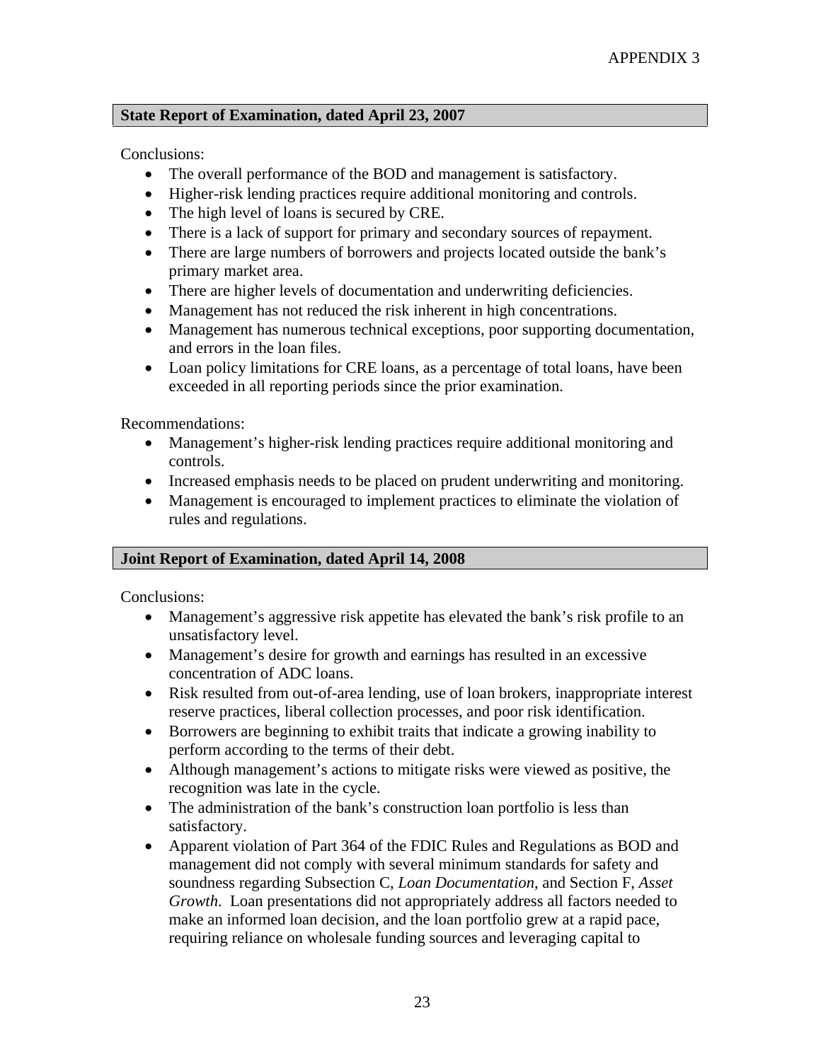APPENDIX 3

## State Report of Examination, dated April 23, 2007

Conclusions:

- The overall performance of the BOD and management is satisfactory.
- Higher-risk lending practices require additional monitoring and controls.
- The high level of loans is secured by CRE.
- There is a lack of support for primary and secondary sources of repayment.
- There are large numbers of borrowers and projects located outside the bank's primary market area.
- There are higher levels of documentation and underwriting deficiencies.
- Management has not reduced the risk inherent in high concentrations.
- Management has numerous technical exceptions, poor supporting documentation, and errors in the loan files.
- Loan policy limitations for CRE loans, as a percentage of total loans, have been exceeded in all reporting periods since the prior examination.

Recommendations:

- Management's higher-risk lending practices require additional monitoring and controls.
- Increased emphasis needs to be placed on prudent underwriting and monitoring.
- Management is encouraged to implement practices to eliminate the violation of rules and regulations.

## Joint Report of Examination, dated April 14, 2008

Conclusions:

- Management's aggressive risk appetite has elevated the bank's risk profile to an unsatisfactory level.
- Management's desire for growth and earnings has resulted in an excessive concentration of ADC loans.
- Risk resulted from out-of-area lending, use of loan brokers, inappropriate interest reserve practices, liberal collection processes, and poor risk identification.
- Borrowers are beginning to exhibit traits that indicate a growing inability to perform according to the terms of their debt.
- Although management's actions to mitigate risks were viewed as positive, the recognition was late in the cycle.
- The administration of the bank's construction loan portfolio is less than satisfactory.
- Apparent violation of Part 364 of the FDIC Rules and Regulations as BOD and management did not comply with several minimum standards for safety and soundness regarding Subsection C, *Loan Documentation*, and Section F, *Asset Growth*. Loan presentations did not appropriately address all factors needed to make an informed loan decision, and the loan portfolio grew at a rapid pace, requiring reliance on wholesale funding sources and leveraging capital to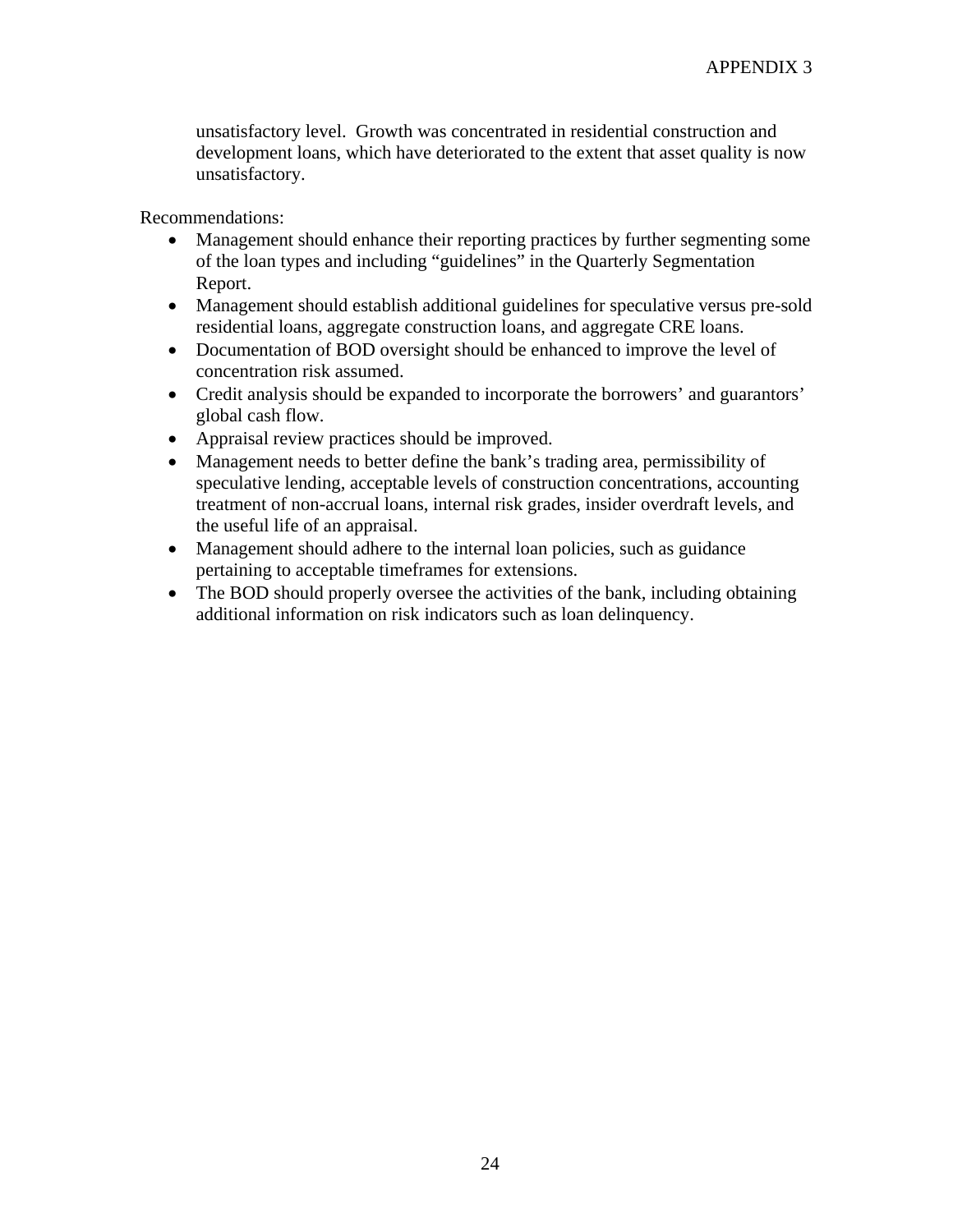unsatisfactory level. Growth was concentrated in residential construction and development loans, which have deteriorated to the extent that asset quality is now unsatisfactory.

Recommendations:

- Management should enhance their reporting practices by further segmenting some of the loan types and including "guidelines" in the Quarterly Segmentation Report.
- Management should establish additional guidelines for speculative versus pre-sold residential loans, aggregate construction loans, and aggregate CRE loans.
- Documentation of BOD oversight should be enhanced to improve the level of concentration risk assumed.
- Credit analysis should be expanded to incorporate the borrowers' and guarantors' global cash flow.
- Appraisal review practices should be improved.
- Management needs to better define the bank's trading area, permissibility of speculative lending, acceptable levels of construction concentrations, accounting treatment of non-accrual loans, internal risk grades, insider overdraft levels, and the useful life of an appraisal.
- Management should adhere to the internal loan policies, such as guidance pertaining to acceptable timeframes for extensions.
- The BOD should properly oversee the activities of the bank, including obtaining additional information on risk indicators such as loan delinquency.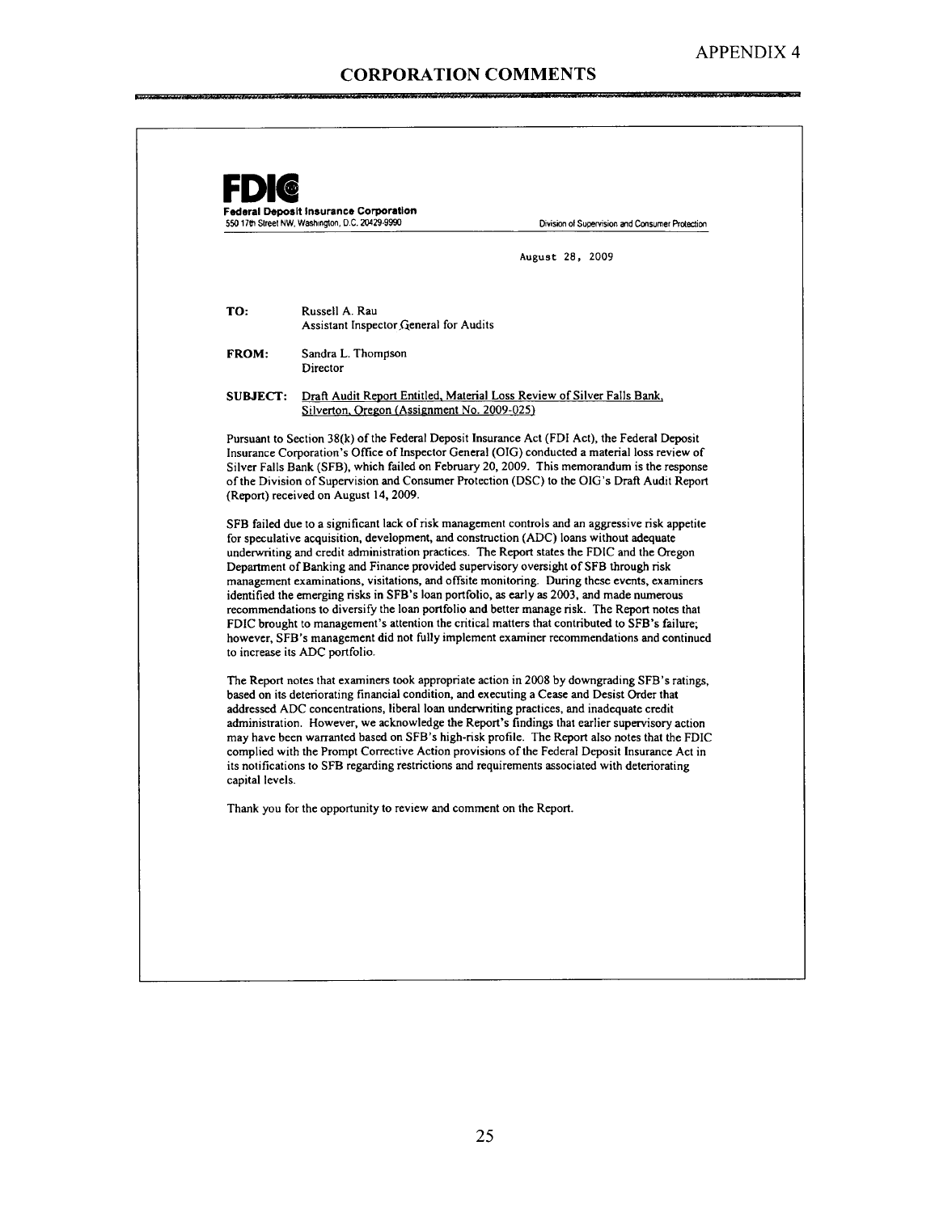APPENDIX 4

# CORPORATION COMMENTS

**FDIC**

**Federal Deposit Insurance Corporation**
550 17th Street NW, Washington, D.C. 20429-9990

Division of Supervision and Consumer Protection

August 28, 2009

**TO:** Russell A. Rau
Assistant Inspector General for Audits

**FROM:** Sandra L. Thompson
Director

**SUBJECT:** Draft Audit Report Entitled, Material Loss Review of Silver Falls Bank, Silverton, Oregon (Assignment No. 2009-025)

Pursuant to Section 38(k) of the Federal Deposit Insurance Act (FDI Act), the Federal Deposit Insurance Corporation's Office of Inspector General (OIG) conducted a material loss review of Silver Falls Bank (SFB), which failed on February 20, 2009. This memorandum is the response of the Division of Supervision and Consumer Protection (DSC) to the OIG's Draft Audit Report (Report) received on August 14, 2009.

SFB failed due to a significant lack of risk management controls and an aggressive risk appetite for speculative acquisition, development, and construction (ADC) loans without adequate underwriting and credit administration practices. The Report states the FDIC and the Oregon Department of Banking and Finance provided supervisory oversight of SFB through risk management examinations, visitations, and offsite monitoring. During these events, examiners identified the emerging risks in SFB's loan portfolio, as early as 2003, and made numerous recommendations to diversify the loan portfolio and better manage risk. The Report notes that FDIC brought to management's attention the critical matters that contributed to SFB's failure; however, SFB's management did not fully implement examiner recommendations and continued to increase its ADC portfolio.

The Report notes that examiners took appropriate action in 2008 by downgrading SFB's ratings, based on its deteriorating financial condition, and executing a Cease and Desist Order that addressed ADC concentrations, liberal loan underwriting practices, and inadequate credit administration. However, we acknowledge the Report's findings that earlier supervisory action may have been warranted based on SFB's high-risk profile. The Report also notes that the FDIC complied with the Prompt Corrective Action provisions of the Federal Deposit Insurance Act in its notifications to SFB regarding restrictions and requirements associated with deteriorating capital levels.

Thank you for the opportunity to review and comment on the Report.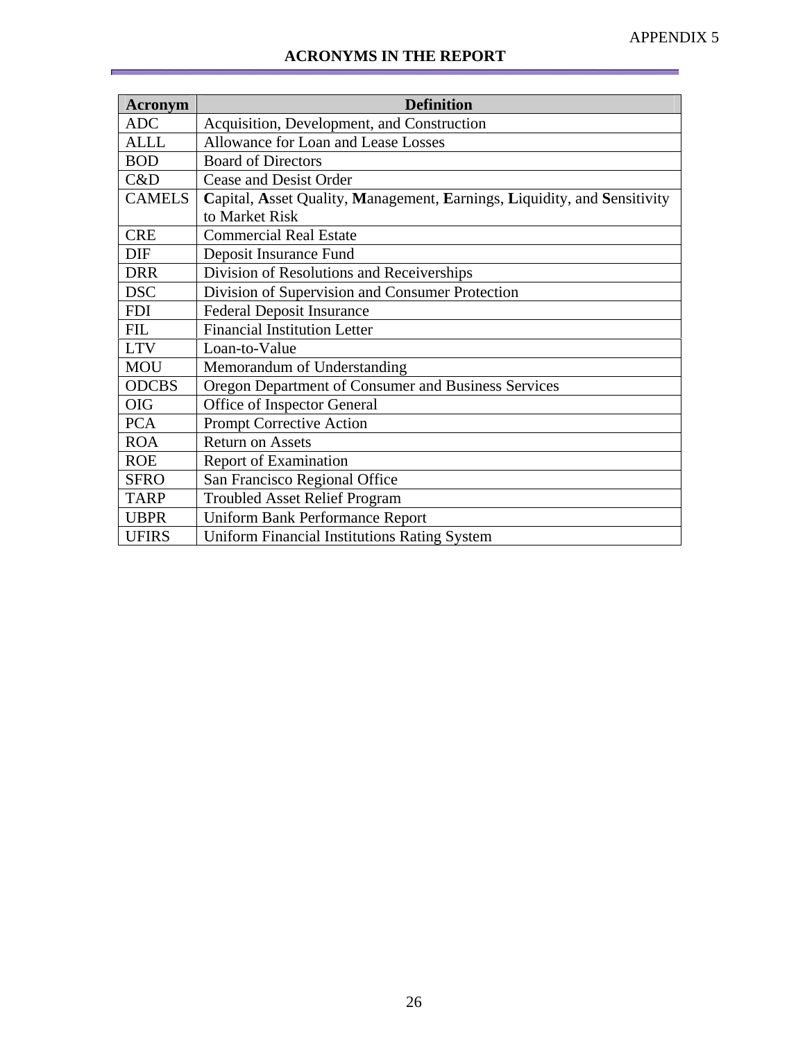APPENDIX 5

## ACRONYMS IN THE REPORT

| Acronym | Definition |
|---|---|
| ADC | Acquisition, Development, and Construction |
| ALLL | Allowance for Loan and Lease Losses |
| BOD | Board of Directors |
| C&D | Cease and Desist Order |
| CAMELS | **C**apital, **A**sset Quality, **M**anagement, **E**arnings, **L**iquidity, and **S**ensitivity to Market Risk |
| CRE | Commercial Real Estate |
| DIF | Deposit Insurance Fund |
| DRR | Division of Resolutions and Receiverships |
| DSC | Division of Supervision and Consumer Protection |
| FDI | Federal Deposit Insurance |
| FIL | Financial Institution Letter |
| LTV | Loan-to-Value |
| MOU | Memorandum of Understanding |
| ODCBS | Oregon Department of Consumer and Business Services |
| OIG | Office of Inspector General |
| PCA | Prompt Corrective Action |
| ROA | Return on Assets |
| ROE | Report of Examination |
| SFRO | San Francisco Regional Office |
| TARP | Troubled Asset Relief Program |
| UBPR | Uniform Bank Performance Report |
| UFIRS | Uniform Financial Institutions Rating System |